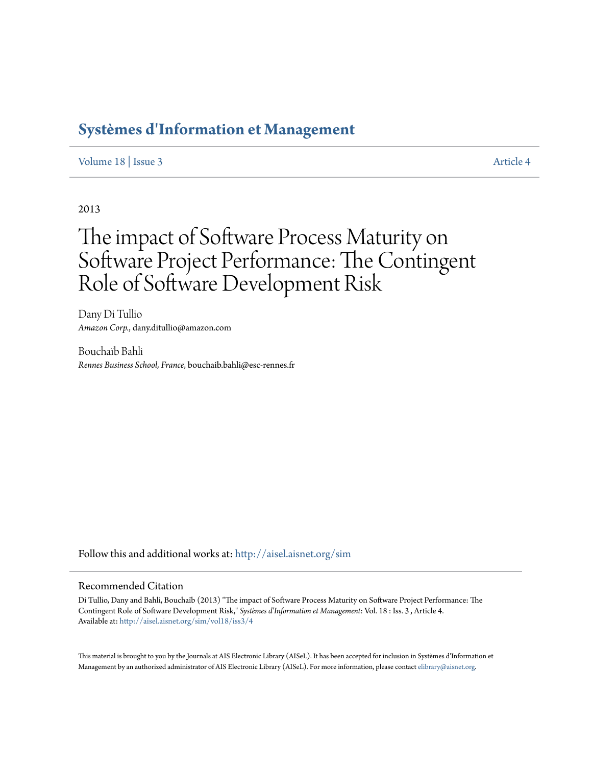# Systèmes d'Information et Management

Volume 18 | Issue 3 Article 4

2013

# The impact of Software Process Maturity on Software Project Performance: The Contingent Role of Software Development Risk

Dany Di Tullio
*Amazon Corp.*, dany.ditullio@amazon.com

Bouchaïb Bahli
*Rennes Business School, France*, bouchaib.bahli@esc-rennes.fr

Follow this and additional works at: http://aisel.aisnet.org/sim

## Recommended Citation

Di Tullio, Dany and Bahli, Bouchaïb (2013) "The impact of Software Process Maturity on Software Project Performance: The Contingent Role of Software Development Risk," *Systèmes d'Information et Management*: Vol. 18 : Iss. 3 , Article 4.
Available at: http://aisel.aisnet.org/sim/vol18/iss3/4

This material is brought to you by the Journals at AIS Electronic Library (AISeL). It has been accepted for inclusion in Systèmes d'Information et Management by an authorized administrator of AIS Electronic Library (AISeL). For more information, please contact elibrary@aisnet.org.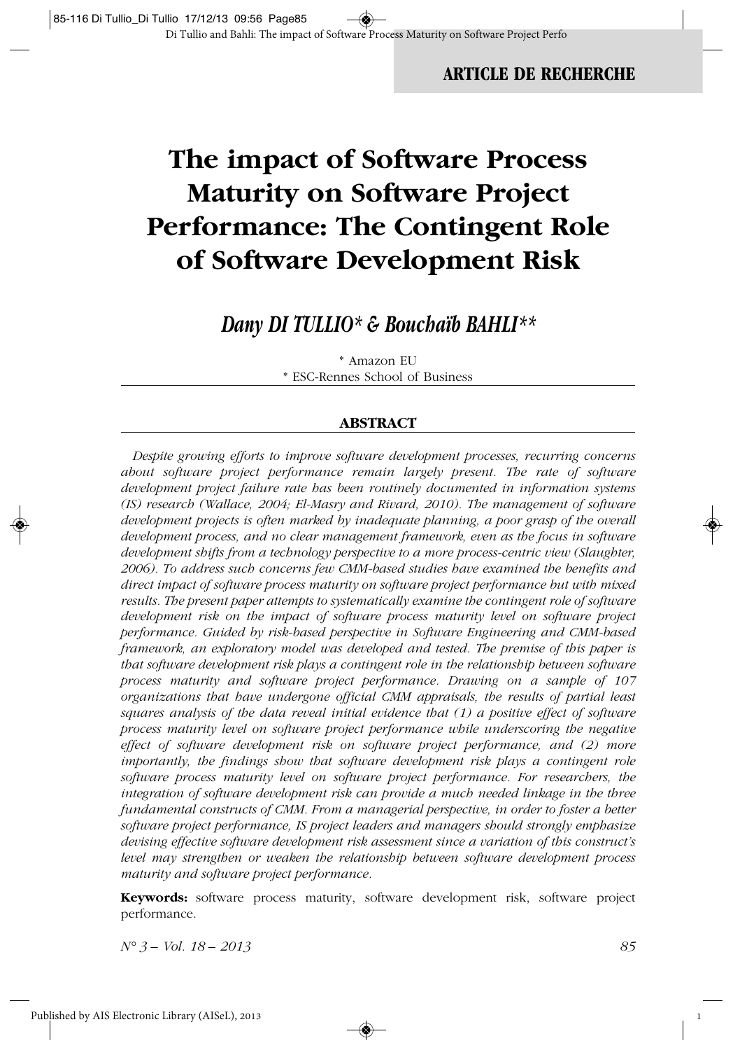ARTICLE DE RECHERCHE

# The impact of Software Process Maturity on Software Project Performance: The Contingent Role of Software Development Risk

## *Dany DI TULLIO\* & Bouchaïb BAHLI\*\**

\* Amazon EU
\* ESC-Rennes School of Business

### ABSTRACT

*Despite growing efforts to improve software development processes, recurring concerns about software project performance remain largely present. The rate of software development project failure rate has been routinely documented in information systems (IS) research (Wallace, 2004; El-Masry and Rivard, 2010). The management of software development projects is often marked by inadequate planning, a poor grasp of the overall development process, and no clear management framework, even as the focus in software development shifts from a technology perspective to a more process-centric view (Slaughter, 2006). To address such concerns few CMM-based studies have examined the benefits and direct impact of software process maturity on software project performance but with mixed results. The present paper attempts to systematically examine the contingent role of software development risk on the impact of software process maturity level on software project performance. Guided by risk-based perspective in Software Engineering and CMM-based framework, an exploratory model was developed and tested. The premise of this paper is that software development risk plays a contingent role in the relationship between software process maturity and software project performance. Drawing on a sample of 107 organizations that have undergone official CMM appraisals, the results of partial least squares analysis of the data reveal initial evidence that (1) a positive effect of software process maturity level on software project performance while underscoring the negative effect of software development risk on software project performance, and (2) more importantly, the findings show that software development risk plays a contingent role software process maturity level on software project performance. For researchers, the integration of software development risk can provide a much needed linkage in the three fundamental constructs of CMM. From a managerial perspective, in order to foster a better software project performance, IS project leaders and managers should strongly emphasize devising effective software development risk assessment since a variation of this construct's level may strengthen or weaken the relationship between software development process maturity and software project performance.*

**Keywords:** software process maturity, software development risk, software project performance.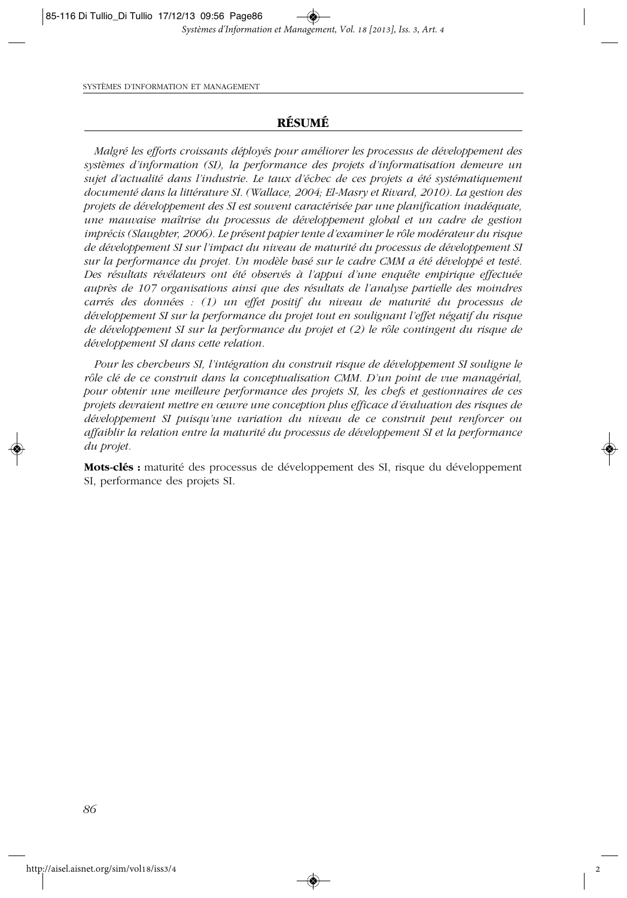## RÉSUMÉ

*Malgré les efforts croissants déployés pour améliorer les processus de développement des systèmes d'information (SI), la performance des projets d'informatisation demeure un sujet d'actualité dans l'industrie. Le taux d'échec de ces projets a été systématiquement documenté dans la littérature SI. (Wallace, 2004; El-Masry et Rivard, 2010). La gestion des projets de développement des SI est souvent caractérisée par une planification inadéquate, une mauvaise maîtrise du processus de développement global et un cadre de gestion imprécis (Slaughter, 2006). Le présent papier tente d'examiner le rôle modérateur du risque de développement SI sur l'impact du niveau de maturité du processus de développement SI sur la performance du projet. Un modèle basé sur le cadre CMM a été développé et testé. Des résultats révélateurs ont été observés à l'appui d'une enquête empirique effectuée auprès de 107 organisations ainsi que des résultats de l'analyse partielle des moindres carrés des données : (1) un effet positif du niveau de maturité du processus de développement SI sur la performance du projet tout en soulignant l'effet négatif du risque de développement SI sur la performance du projet et (2) le rôle contingent du risque de développement SI dans cette relation.*

*Pour les chercheurs SI, l'intégration du construit risque de développement SI souligne le rôle clé de ce construit dans la conceptualisation CMM. D'un point de vue managérial, pour obtenir une meilleure performance des projets SI, les chefs et gestionnaires de ces projets devraient mettre en œuvre une conception plus efficace d'évaluation des risques de développement SI puisqu'une variation du niveau de ce construit peut renforcer ou affaiblir la relation entre la maturité du processus de développement SI et la performance du projet.*

**Mots-clés :** maturité des processus de développement des SI, risque du développement SI, performance des projets SI.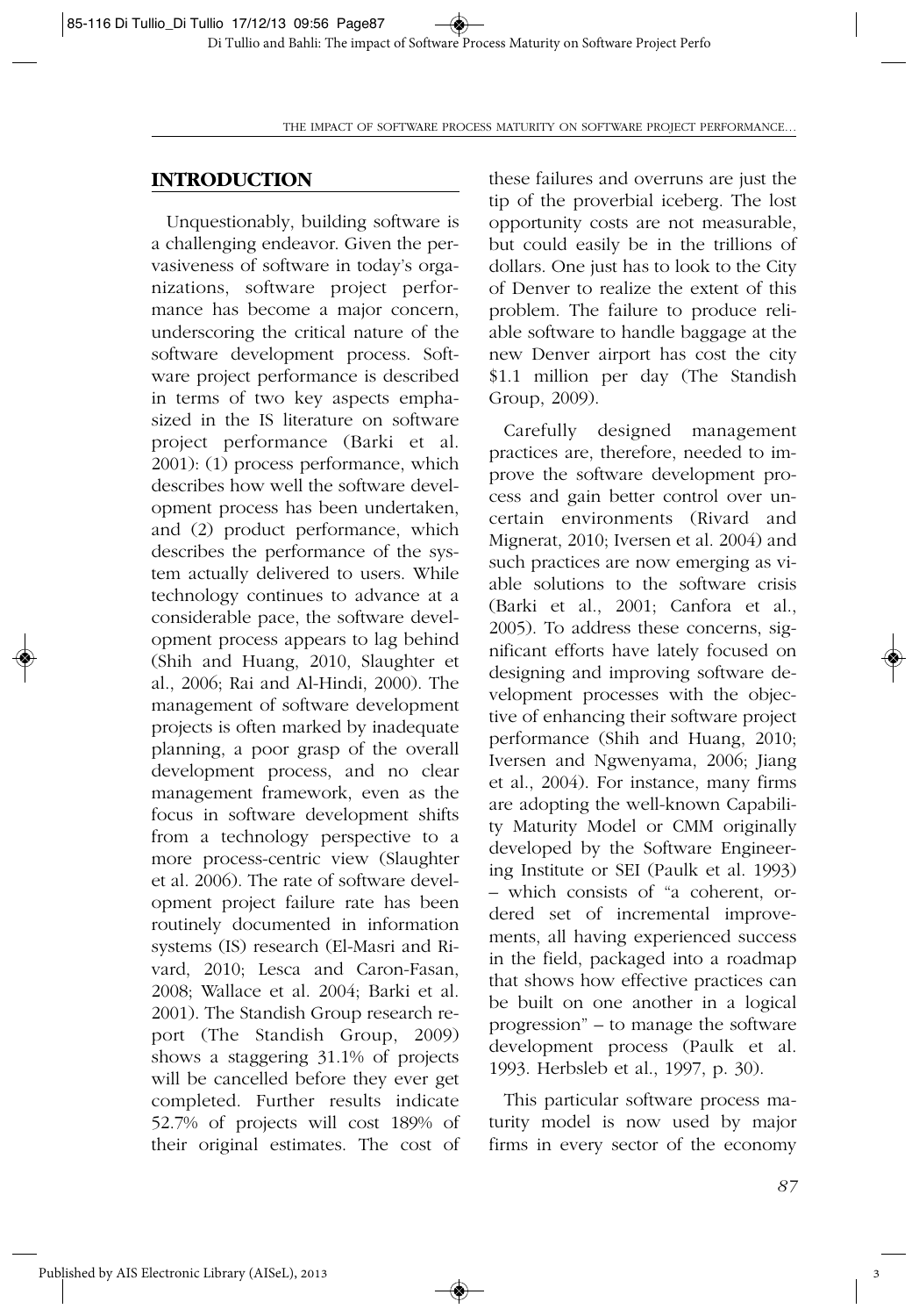## INTRODUCTION

Unquestionably, building software is a challenging endeavor. Given the pervasiveness of software in today's organizations, software project performance has become a major concern, underscoring the critical nature of the software development process. Software project performance is described in terms of two key aspects emphasized in the IS literature on software project performance (Barki et al. 2001): (1) process performance, which describes how well the software development process has been undertaken, and (2) product performance, which describes the performance of the system actually delivered to users. While technology continues to advance at a considerable pace, the software development process appears to lag behind (Shih and Huang, 2010, Slaughter et al., 2006; Rai and Al-Hindi, 2000). The management of software development projects is often marked by inadequate planning, a poor grasp of the overall development process, and no clear management framework, even as the focus in software development shifts from a technology perspective to a more process-centric view (Slaughter et al. 2006). The rate of software development project failure rate has been routinely documented in information systems (IS) research (El-Masri and Rivard, 2010; Lesca and Caron-Fasan, 2008; Wallace et al. 2004; Barki et al. 2001). The Standish Group research report (The Standish Group, 2009) shows a staggering 31.1% of projects will be cancelled before they ever get completed. Further results indicate 52.7% of projects will cost 189% of their original estimates. The cost of these failures and overruns are just the tip of the proverbial iceberg. The lost opportunity costs are not measurable, but could easily be in the trillions of dollars. One just has to look to the City of Denver to realize the extent of this problem. The failure to produce reliable software to handle baggage at the new Denver airport has cost the city $1.1 million per day (The Standish Group, 2009).

Carefully designed management practices are, therefore, needed to improve the software development process and gain better control over uncertain environments (Rivard and Mignerat, 2010; Iversen et al. 2004) and such practices are now emerging as viable solutions to the software crisis (Barki et al., 2001; Canfora et al., 2005). To address these concerns, significant efforts have lately focused on designing and improving software development processes with the objective of enhancing their software project performance (Shih and Huang, 2010; Iversen and Ngwenyama, 2006; Jiang et al., 2004). For instance, many firms are adopting the well-known Capability Maturity Model or CMM originally developed by the Software Engineering Institute or SEI (Paulk et al. 1993) – which consists of "a coherent, ordered set of incremental improvements, all having experienced success in the field, packaged into a roadmap that shows how effective practices can be built on one another in a logical progression" – to manage the software development process (Paulk et al. 1993. Herbsleb et al., 1997, p. 30).

This particular software process maturity model is now used by major firms in every sector of the economy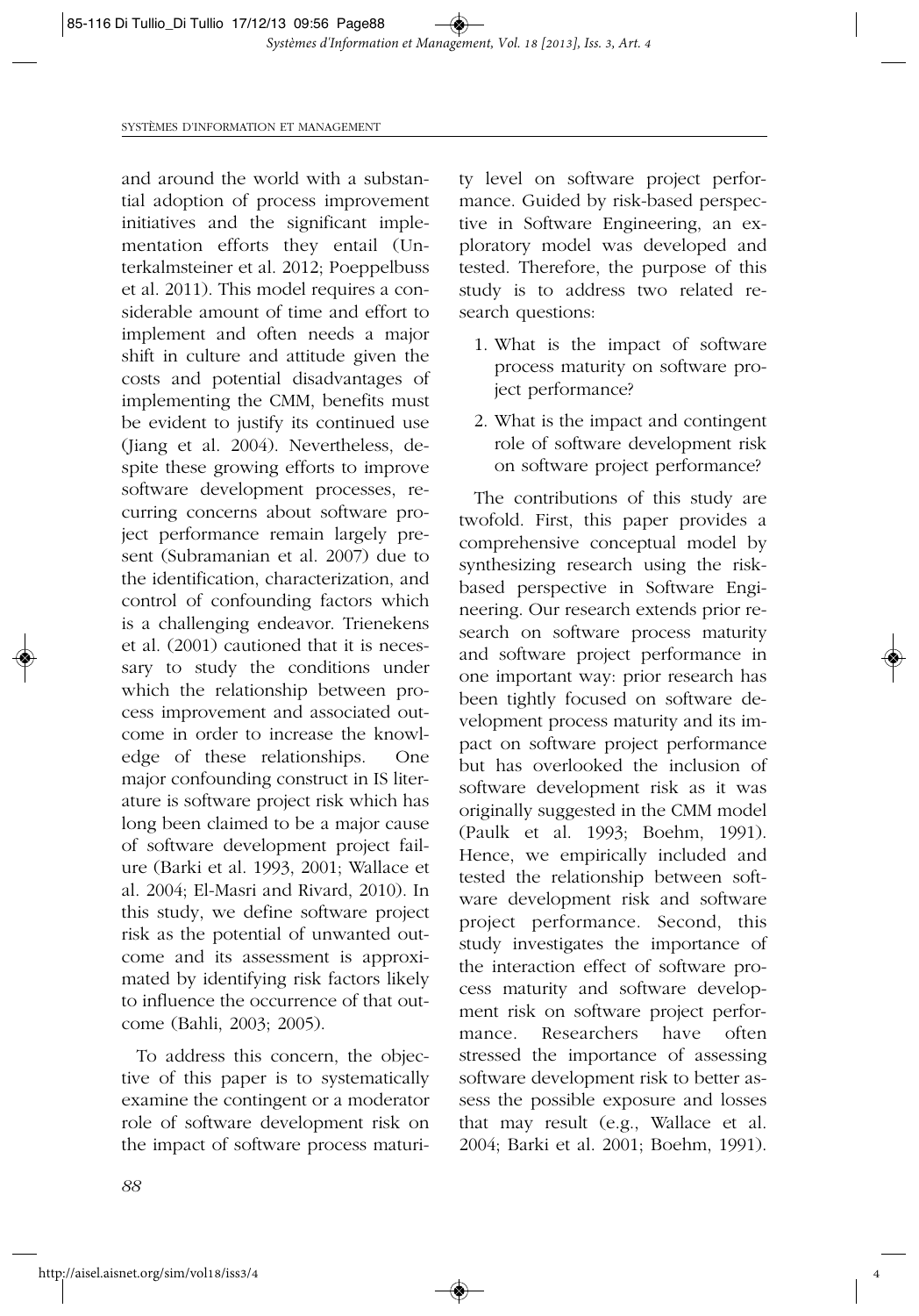and around the world with a substantial adoption of process improvement initiatives and the significant implementation efforts they entail (Unterkalmsteiner et al. 2012; Poeppelbuss et al. 2011). This model requires a considerable amount of time and effort to implement and often needs a major shift in culture and attitude given the costs and potential disadvantages of implementing the CMM, benefits must be evident to justify its continued use (Jiang et al. 2004). Nevertheless, despite these growing efforts to improve software development processes, recurring concerns about software project performance remain largely present (Subramanian et al. 2007) due to the identification, characterization, and control of confounding factors which is a challenging endeavor. Trienekens et al. (2001) cautioned that it is necessary to study the conditions under which the relationship between process improvement and associated outcome in order to increase the knowledge of these relationships. One major confounding construct in IS literature is software project risk which has long been claimed to be a major cause of software development project failure (Barki et al. 1993, 2001; Wallace et al. 2004; El-Masri and Rivard, 2010). In this study, we define software project risk as the potential of unwanted outcome and its assessment is approximated by identifying risk factors likely to influence the occurrence of that outcome (Bahli, 2003; 2005).

To address this concern, the objective of this paper is to systematically examine the contingent or a moderator role of software development risk on the impact of software process maturity level on software project performance. Guided by risk-based perspective in Software Engineering, an exploratory model was developed and tested. Therefore, the purpose of this study is to address two related research questions:

1. What is the impact of software process maturity on software project performance?
2. What is the impact and contingent role of software development risk on software project performance?

The contributions of this study are twofold. First, this paper provides a comprehensive conceptual model by synthesizing research using the risk-based perspective in Software Engineering. Our research extends prior research on software process maturity and software project performance in one important way: prior research has been tightly focused on software development process maturity and its impact on software project performance but has overlooked the inclusion of software development risk as it was originally suggested in the CMM model (Paulk et al. 1993; Boehm, 1991). Hence, we empirically included and tested the relationship between software development risk and software project performance. Second, this study investigates the importance of the interaction effect of software process maturity and software development risk on software project performance. Researchers have often stressed the importance of assessing software development risk to better assess the possible exposure and losses that may result (e.g., Wallace et al. 2004; Barki et al. 2001; Boehm, 1991).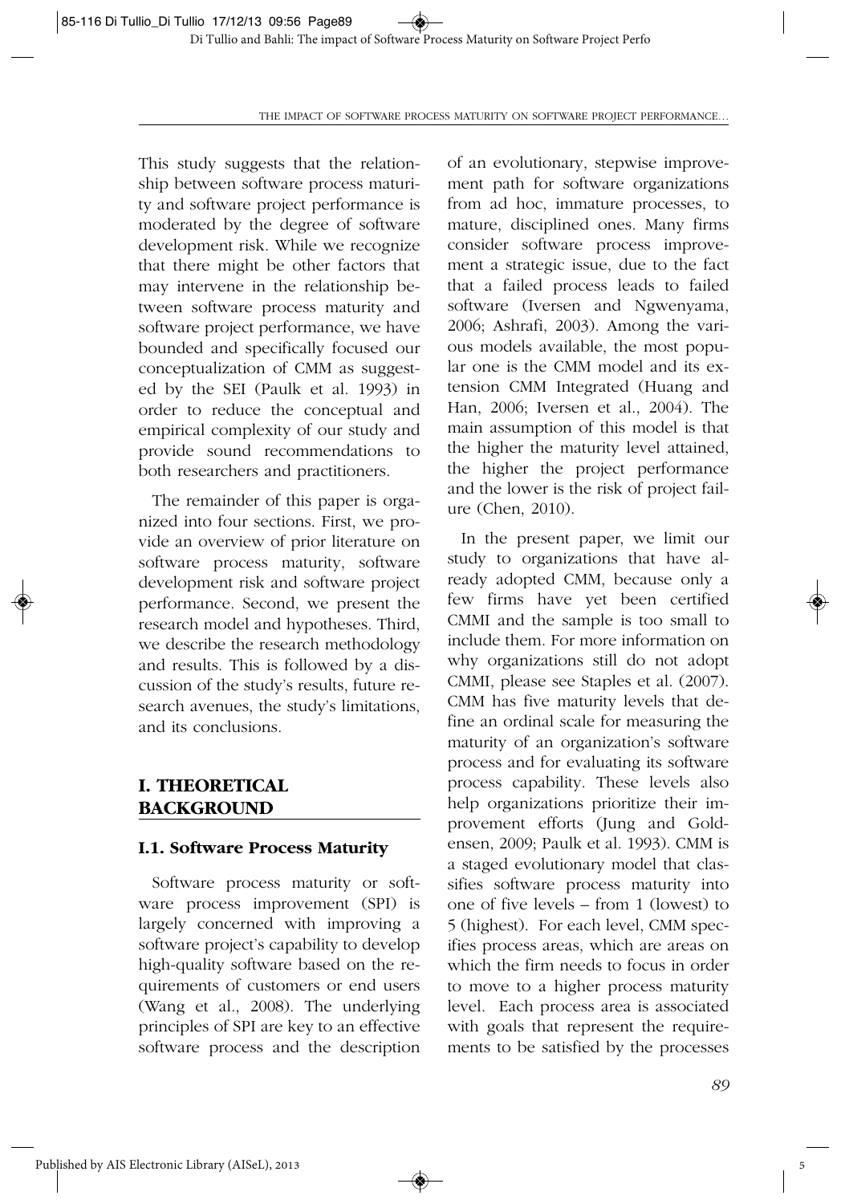This study suggests that the relationship between software process maturity and software project performance is moderated by the degree of software development risk. While we recognize that there might be other factors that may intervene in the relationship between software process maturity and software project performance, we have bounded and specifically focused our conceptualization of CMM as suggested by the SEI (Paulk et al. 1993) in order to reduce the conceptual and empirical complexity of our study and provide sound recommendations to both researchers and practitioners.

The remainder of this paper is organized into four sections. First, we provide an overview of prior literature on software process maturity, software development risk and software project performance. Second, we present the research model and hypotheses. Third, we describe the research methodology and results. This is followed by a discussion of the study's results, future research avenues, the study's limitations, and its conclusions.

# I. THEORETICAL BACKGROUND

## I.1. Software Process Maturity

Software process maturity or software process improvement (SPI) is largely concerned with improving a software project's capability to develop high-quality software based on the requirements of customers or end users (Wang et al., 2008). The underlying principles of SPI are key to an effective software process and the description of an evolutionary, stepwise improvement path for software organizations from ad hoc, immature processes, to mature, disciplined ones. Many firms consider software process improvement a strategic issue, due to the fact that a failed process leads to failed software (Iversen and Ngwenyama, 2006; Ashrafi, 2003). Among the various models available, the most popular one is the CMM model and its extension CMM Integrated (Huang and Han, 2006; Iversen et al., 2004). The main assumption of this model is that the higher the maturity level attained, the higher the project performance and the lower is the risk of project failure (Chen, 2010).

In the present paper, we limit our study to organizations that have already adopted CMM, because only a few firms have yet been certified CMMI and the sample is too small to include them. For more information on why organizations still do not adopt CMMI, please see Staples et al. (2007). CMM has five maturity levels that define an ordinal scale for measuring the maturity of an organization's software process and for evaluating its software process capability. These levels also help organizations prioritize their improvement efforts (Jung and Goldensen, 2009; Paulk et al. 1993). CMM is a staged evolutionary model that classifies software process maturity into one of five levels – from 1 (lowest) to 5 (highest). For each level, CMM specifies process areas, which are areas on which the firm needs to focus in order to move to a higher process maturity level. Each process area is associated with goals that represent the requirements to be satisfied by the processes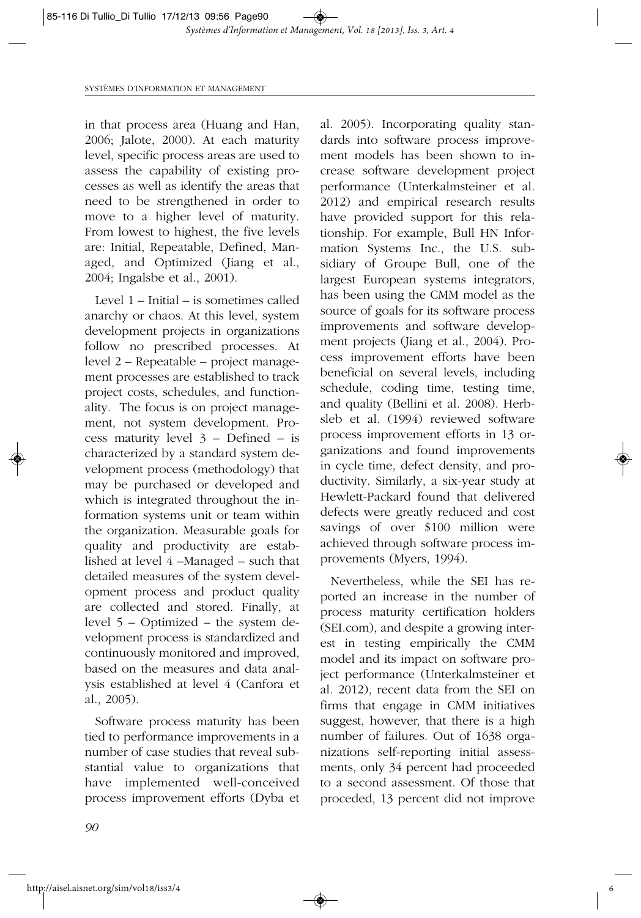in that process area (Huang and Han, 2006; Jalote, 2000). At each maturity level, specific process areas are used to assess the capability of existing processes as well as identify the areas that need to be strengthened in order to move to a higher level of maturity. From lowest to highest, the five levels are: Initial, Repeatable, Defined, Managed, and Optimized (Jiang et al., 2004; Ingalsbe et al., 2001).

Level 1 – Initial – is sometimes called anarchy or chaos. At this level, system development projects in organizations follow no prescribed processes. At level 2 – Repeatable – project management processes are established to track project costs, schedules, and functionality. The focus is on project management, not system development. Process maturity level 3 – Defined – is characterized by a standard system development process (methodology) that may be purchased or developed and which is integrated throughout the information systems unit or team within the organization. Measurable goals for quality and productivity are established at level 4 –Managed – such that detailed measures of the system development process and product quality are collected and stored. Finally, at level 5 – Optimized – the system development process is standardized and continuously monitored and improved, based on the measures and data analysis established at level 4 (Canfora et al., 2005).

Software process maturity has been tied to performance improvements in a number of case studies that reveal substantial value to organizations that have implemented well-conceived process improvement efforts (Dyba et al. 2005). Incorporating quality standards into software process improvement models has been shown to increase software development project performance (Unterkalmsteiner et al. 2012) and empirical research results have provided support for this relationship. For example, Bull HN Information Systems Inc., the U.S. subsidiary of Groupe Bull, one of the largest European systems integrators, has been using the CMM model as the source of goals for its software process improvements and software development projects (Jiang et al., 2004). Process improvement efforts have been beneficial on several levels, including schedule, coding time, testing time, and quality (Bellini et al. 2008). Herbsleb et al. (1994) reviewed software process improvement efforts in 13 organizations and found improvements in cycle time, defect density, and productivity. Similarly, a six-year study at Hewlett-Packard found that delivered defects were greatly reduced and cost savings of over $100 million were achieved through software process improvements (Myers, 1994).

Nevertheless, while the SEI has reported an increase in the number of process maturity certification holders (SEI.com), and despite a growing interest in testing empirically the CMM model and its impact on software project performance (Unterkalmsteiner et al. 2012), recent data from the SEI on firms that engage in CMM initiatives suggest, however, that there is a high number of failures. Out of 1638 organizations self-reporting initial assessments, only 34 percent had proceeded to a second assessment. Of those that proceeded, 13 percent did not improve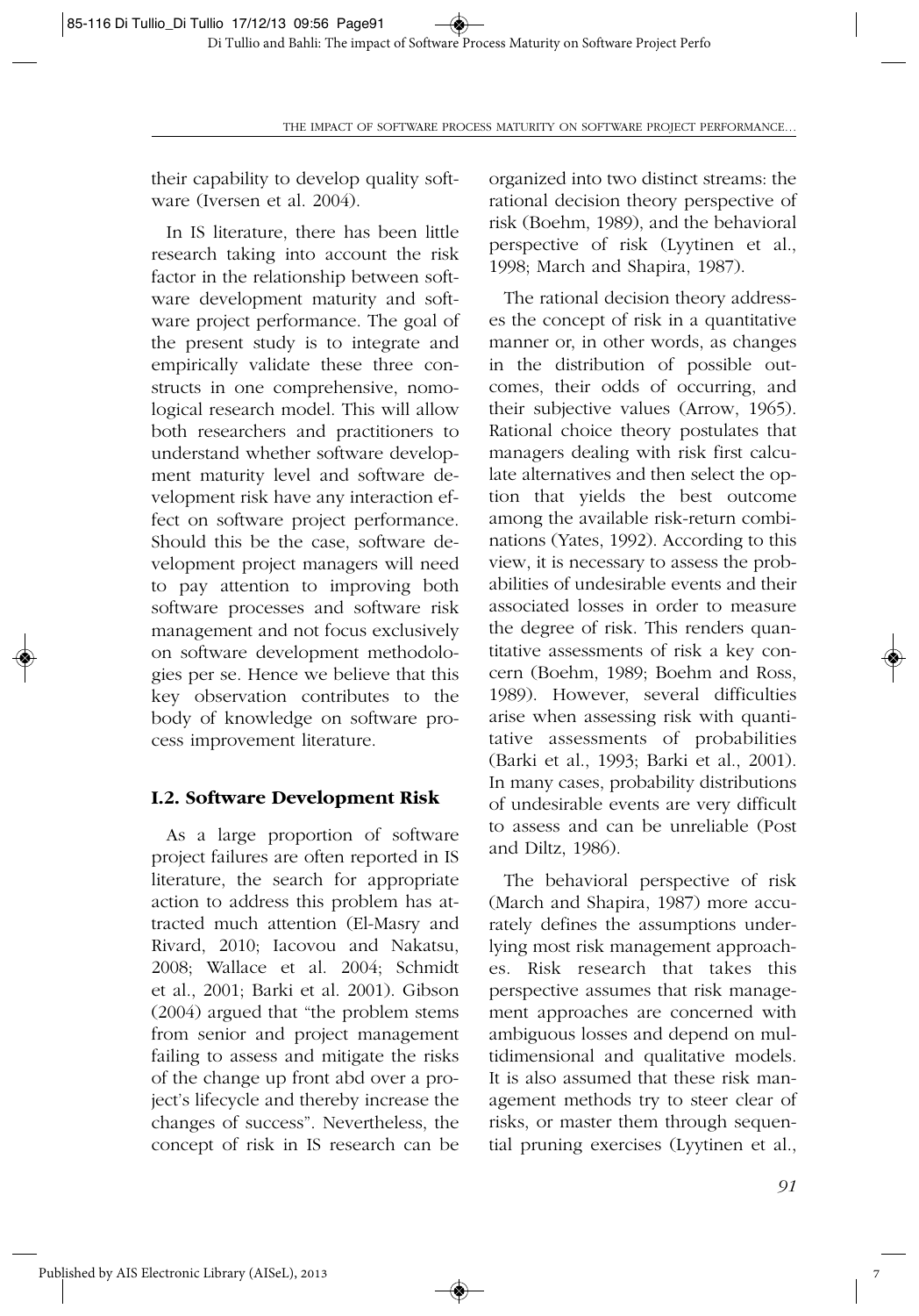their capability to develop quality software (Iversen et al. 2004).

In IS literature, there has been little research taking into account the risk factor in the relationship between software development maturity and software project performance. The goal of the present study is to integrate and empirically validate these three constructs in one comprehensive, nomological research model. This will allow both researchers and practitioners to understand whether software development maturity level and software development risk have any interaction effect on software project performance. Should this be the case, software development project managers will need to pay attention to improving both software processes and software risk management and not focus exclusively on software development methodologies per se. Hence we believe that this key observation contributes to the body of knowledge on software process improvement literature.

## I.2. Software Development Risk

As a large proportion of software project failures are often reported in IS literature, the search for appropriate action to address this problem has attracted much attention (El-Masry and Rivard, 2010; Iacovou and Nakatsu, 2008; Wallace et al. 2004; Schmidt et al., 2001; Barki et al. 2001). Gibson (2004) argued that "the problem stems from senior and project management failing to assess and mitigate the risks of the change up front abd over a project's lifecycle and thereby increase the changes of success". Nevertheless, the concept of risk in IS research can be organized into two distinct streams: the rational decision theory perspective of risk (Boehm, 1989), and the behavioral perspective of risk (Lyytinen et al., 1998; March and Shapira, 1987).

The rational decision theory addresses the concept of risk in a quantitative manner or, in other words, as changes in the distribution of possible outcomes, their odds of occurring, and their subjective values (Arrow, 1965). Rational choice theory postulates that managers dealing with risk first calculate alternatives and then select the option that yields the best outcome among the available risk-return combinations (Yates, 1992). According to this view, it is necessary to assess the probabilities of undesirable events and their associated losses in order to measure the degree of risk. This renders quantitative assessments of risk a key concern (Boehm, 1989; Boehm and Ross, 1989). However, several difficulties arise when assessing risk with quantitative assessments of probabilities (Barki et al., 1993; Barki et al., 2001). In many cases, probability distributions of undesirable events are very difficult to assess and can be unreliable (Post and Diltz, 1986).

The behavioral perspective of risk (March and Shapira, 1987) more accurately defines the assumptions underlying most risk management approaches. Risk research that takes this perspective assumes that risk management approaches are concerned with ambiguous losses and depend on multidimensional and qualitative models. It is also assumed that these risk management methods try to steer clear of risks, or master them through sequential pruning exercises (Lyytinen et al.,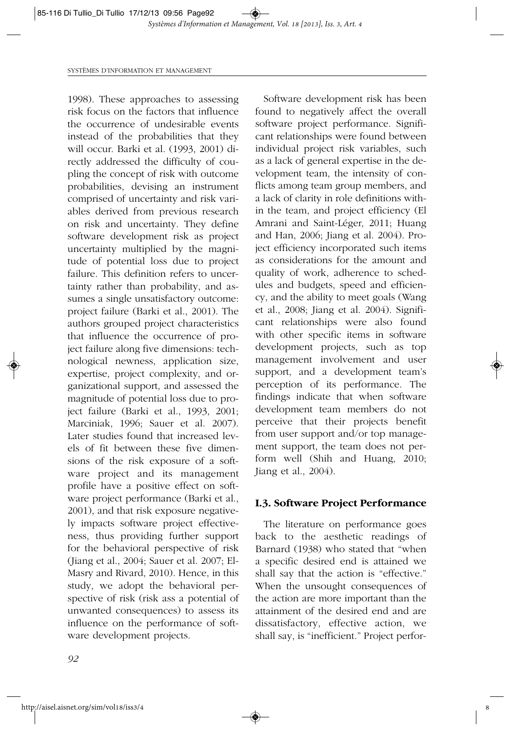1998). These approaches to assessing risk focus on the factors that influence the occurrence of undesirable events instead of the probabilities that they will occur. Barki et al. (1993, 2001) directly addressed the difficulty of coupling the concept of risk with outcome probabilities, devising an instrument comprised of uncertainty and risk variables derived from previous research on risk and uncertainty. They define software development risk as project uncertainty multiplied by the magnitude of potential loss due to project failure. This definition refers to uncertainty rather than probability, and assumes a single unsatisfactory outcome: project failure (Barki et al., 2001). The authors grouped project characteristics that influence the occurrence of project failure along five dimensions: technological newness, application size, expertise, project complexity, and organizational support, and assessed the magnitude of potential loss due to project failure (Barki et al., 1993, 2001; Marciniak, 1996; Sauer et al. 2007). Later studies found that increased levels of fit between these five dimensions of the risk exposure of a software project and its management profile have a positive effect on software project performance (Barki et al., 2001), and that risk exposure negatively impacts software project effectiveness, thus providing further support for the behavioral perspective of risk (Jiang et al., 2004; Sauer et al. 2007; El-Masry and Rivard, 2010). Hence, in this study, we adopt the behavioral perspective of risk (risk ass a potential of unwanted consequences) to assess its influence on the performance of software development projects.

Software development risk has been found to negatively affect the overall software project performance. Significant relationships were found between individual project risk variables, such as a lack of general expertise in the development team, the intensity of conflicts among team group members, and a lack of clarity in role definitions within the team, and project efficiency (El Amrani and Saint-Léger, 2011; Huang and Han, 2006; Jiang et al. 2004). Project efficiency incorporated such items as considerations for the amount and quality of work, adherence to schedules and budgets, speed and efficiency, and the ability to meet goals (Wang et al., 2008; Jiang et al. 2004). Significant relationships were also found with other specific items in software development projects, such as top management involvement and user support, and a development team's perception of its performance. The findings indicate that when software development team members do not perceive that their projects benefit from user support and/or top management support, the team does not perform well (Shih and Huang, 2010; Jiang et al., 2004).

### I.3. Software Project Performance

The literature on performance goes back to the aesthetic readings of Barnard (1938) who stated that "when a specific desired end is attained we shall say that the action is "effective." When the unsought consequences of the action are more important than the attainment of the desired end and are dissatisfactory, effective action, we shall say, is "inefficient." Project perfor-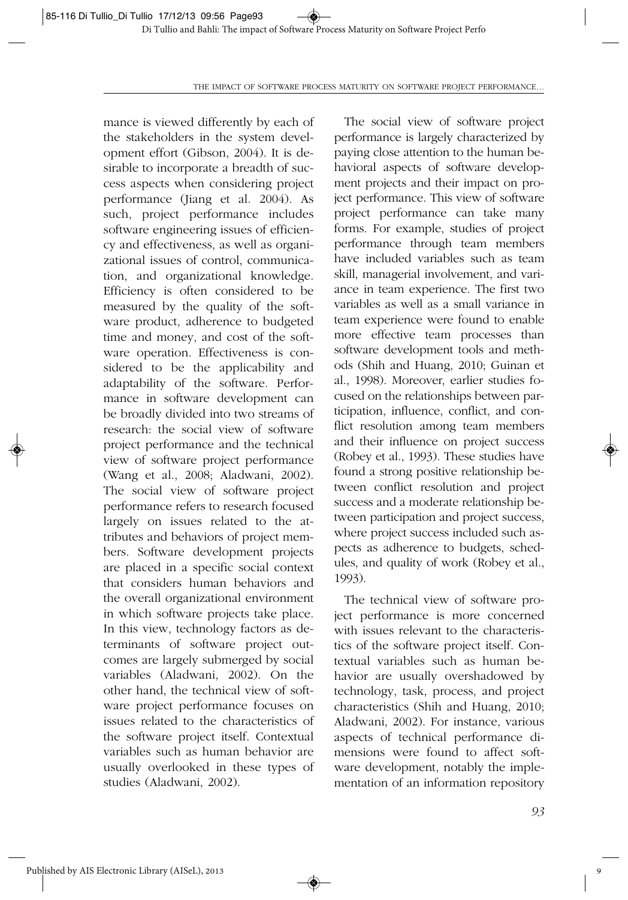mance is viewed differently by each of the stakeholders in the system development effort (Gibson, 2004). It is desirable to incorporate a breadth of success aspects when considering project performance (Jiang et al. 2004). As such, project performance includes software engineering issues of efficiency and effectiveness, as well as organizational issues of control, communication, and organizational knowledge. Efficiency is often considered to be measured by the quality of the software product, adherence to budgeted time and money, and cost of the software operation. Effectiveness is considered to be the applicability and adaptability of the software. Performance in software development can be broadly divided into two streams of research: the social view of software project performance and the technical view of software project performance (Wang et al., 2008; Aladwani, 2002). The social view of software project performance refers to research focused largely on issues related to the attributes and behaviors of project members. Software development projects are placed in a specific social context that considers human behaviors and the overall organizational environment in which software projects take place. In this view, technology factors as determinants of software project outcomes are largely submerged by social variables (Aladwani, 2002). On the other hand, the technical view of software project performance focuses on issues related to the characteristics of the software project itself. Contextual variables such as human behavior are usually overlooked in these types of studies (Aladwani, 2002).

The social view of software project performance is largely characterized by paying close attention to the human behavioral aspects of software development projects and their impact on project performance. This view of software project performance can take many forms. For example, studies of project performance through team members have included variables such as team skill, managerial involvement, and variance in team experience. The first two variables as well as a small variance in team experience were found to enable more effective team processes than software development tools and methods (Shih and Huang, 2010; Guinan et al., 1998). Moreover, earlier studies focused on the relationships between participation, influence, conflict, and conflict resolution among team members and their influence on project success (Robey et al., 1993). These studies have found a strong positive relationship between conflict resolution and project success and a moderate relationship between participation and project success, where project success included such aspects as adherence to budgets, schedules, and quality of work (Robey et al., 1993).

The technical view of software project performance is more concerned with issues relevant to the characteristics of the software project itself. Contextual variables such as human behavior are usually overshadowed by technology, task, process, and project characteristics (Shih and Huang, 2010; Aladwani, 2002). For instance, various aspects of technical performance dimensions were found to affect software development, notably the implementation of an information repository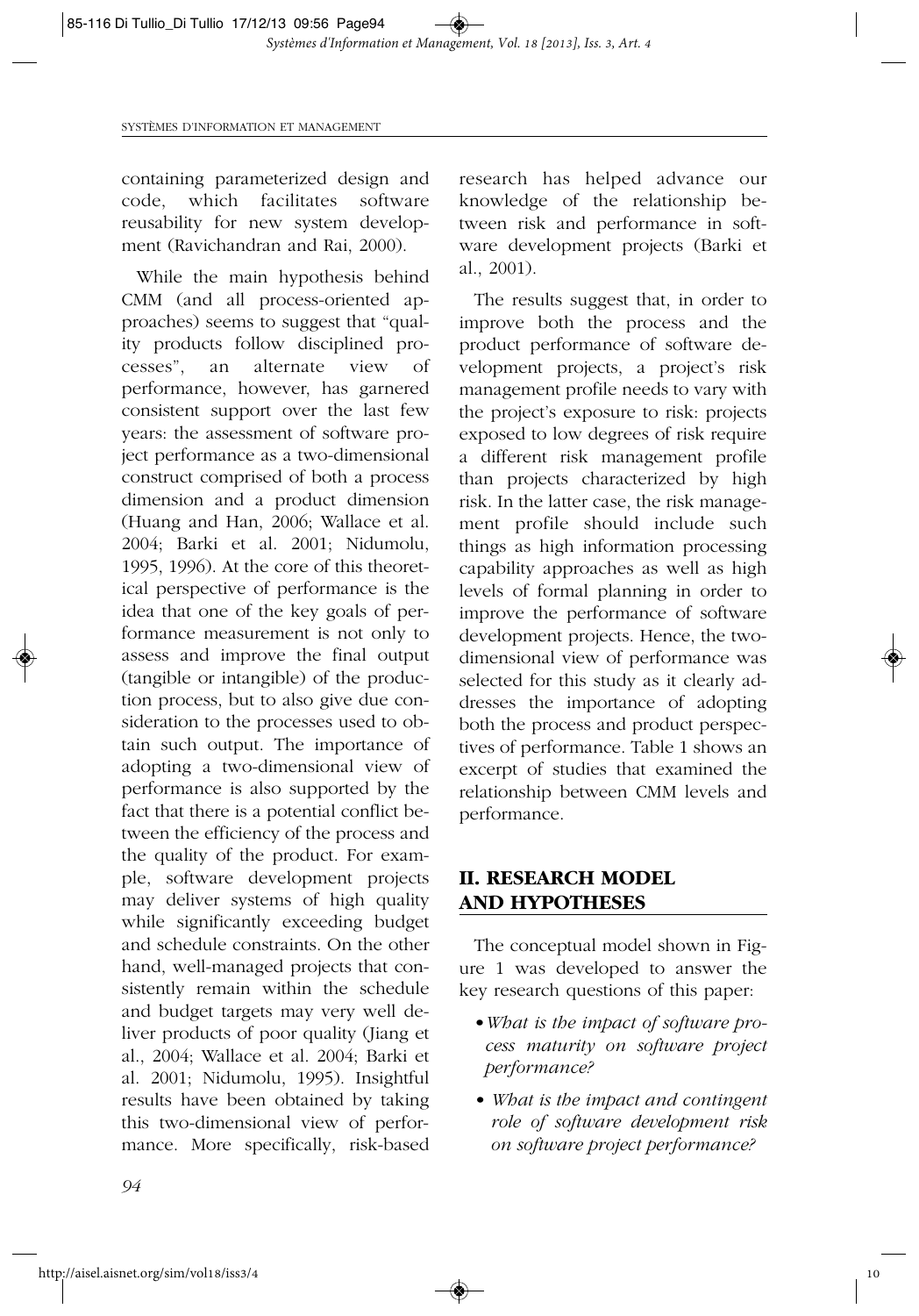containing parameterized design and code, which facilitates software reusability for new system development (Ravichandran and Rai, 2000).

While the main hypothesis behind CMM (and all process-oriented approaches) seems to suggest that "quality products follow disciplined processes", an alternate view of performance, however, has garnered consistent support over the last few years: the assessment of software project performance as a two-dimensional construct comprised of both a process dimension and a product dimension (Huang and Han, 2006; Wallace et al. 2004; Barki et al. 2001; Nidumolu, 1995, 1996). At the core of this theoretical perspective of performance is the idea that one of the key goals of performance measurement is not only to assess and improve the final output (tangible or intangible) of the production process, but to also give due consideration to the processes used to obtain such output. The importance of adopting a two-dimensional view of performance is also supported by the fact that there is a potential conflict between the efficiency of the process and the quality of the product. For example, software development projects may deliver systems of high quality while significantly exceeding budget and schedule constraints. On the other hand, well-managed projects that consistently remain within the schedule and budget targets may very well deliver products of poor quality (Jiang et al., 2004; Wallace et al. 2004; Barki et al. 2001; Nidumolu, 1995). Insightful results have been obtained by taking this two-dimensional view of performance. More specifically, risk-based research has helped advance our knowledge of the relationship between risk and performance in software development projects (Barki et al., 2001).

The results suggest that, in order to improve both the process and the product performance of software development projects, a project's risk management profile needs to vary with the project's exposure to risk: projects exposed to low degrees of risk require a different risk management profile than projects characterized by high risk. In the latter case, the risk management profile should include such things as high information processing capability approaches as well as high levels of formal planning in order to improve the performance of software development projects. Hence, the two-dimensional view of performance was selected for this study as it clearly addresses the importance of adopting both the process and product perspectives of performance. Table 1 shows an excerpt of studies that examined the relationship between CMM levels and performance.

## II. RESEARCH MODEL AND HYPOTHESES

The conceptual model shown in Figure 1 was developed to answer the key research questions of this paper:

- *What is the impact of software process maturity on software project performance?*
- *What is the impact and contingent role of software development risk on software project performance?*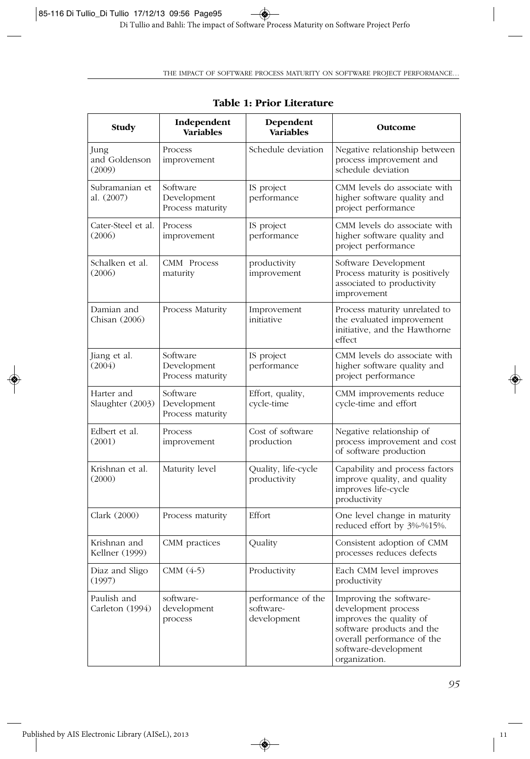**Table 1: Prior Literature**

| Study | Independent Variables | Dependent Variables | Outcome |
|---|---|---|---|
| Jung and Goldenson (2009) | Process improvement | Schedule deviation | Negative relationship between process improvement and schedule deviation |
| Subramanian et al. (2007) | Software Development Process maturity | IS project performance | CMM levels do associate with higher software quality and project performance |
| Cater-Steel et al. (2006) | Process improvement | IS project performance | CMM levels do associate with higher software quality and project performance |
| Schalken et al. (2006) | CMM Process maturity | productivity improvement | Software Development Process maturity is positively associated to productivity improvement |
| Damian and Chisan (2006) | Process Maturity | Improvement initiative | Process maturity unrelated to the evaluated improvement initiative, and the Hawthorne effect |
| Jiang et al. (2004) | Software Development Process maturity | IS project performance | CMM levels do associate with higher software quality and project performance |
| Harter and Slaughter (2003) | Software Development Process maturity | Effort, quality, cycle-time | CMM improvements reduce cycle-time and effort |
| Edbert et al. (2001) | Process improvement | Cost of software production | Negative relationship of process improvement and cost of software production |
| Krishnan et al. (2000) | Maturity level | Quality, life-cycle productivity | Capability and process factors improve quality, and quality improves life-cycle productivity |
| Clark (2000) | Process maturity | Effort | One level change in maturity reduced effort by 3%-%15%. |
| Krishnan and Kellner (1999) | CMM practices | Quality | Consistent adoption of CMM processes reduces defects |
| Diaz and Sligo (1997) | CMM (4-5) | Productivity | Each CMM level improves productivity |
| Paulish and Carleton (1994) | software-development process | performance of the software-development | Improving the software-development process improves the quality of software products and the overall performance of the software-development organization. |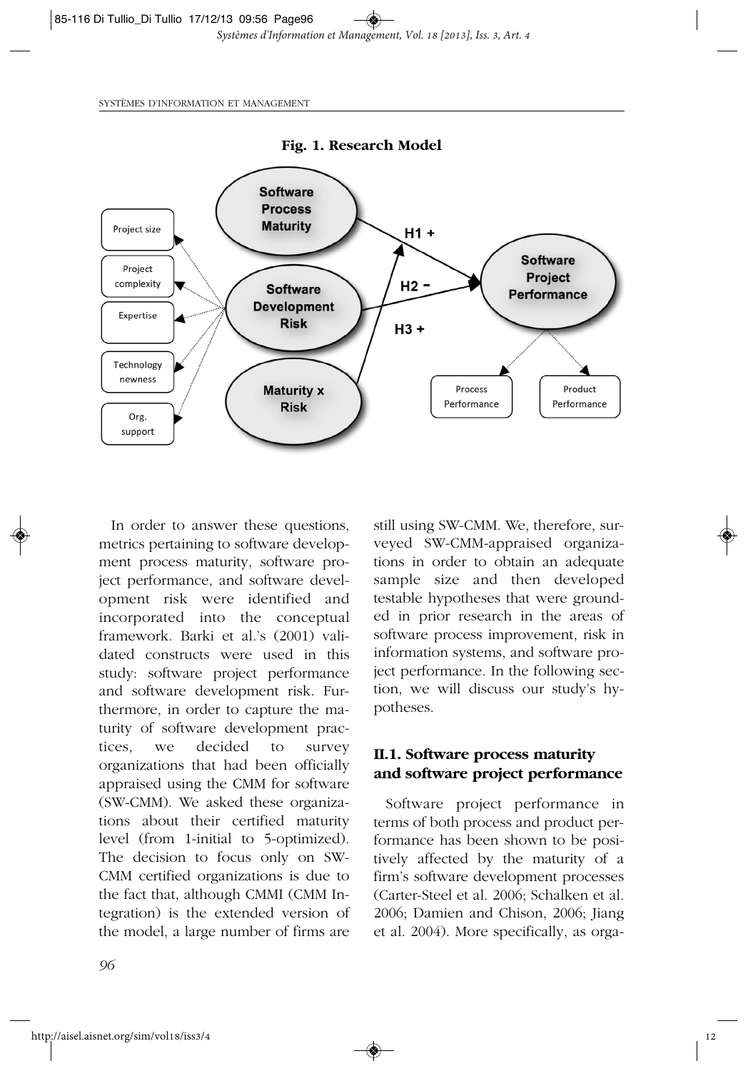**Fig. 1. Research Model**

In order to answer these questions, metrics pertaining to software development process maturity, software project performance, and software development risk were identified and incorporated into the conceptual framework. Barki et al.'s (2001) validated constructs were used in this study: software project performance and software development risk. Furthermore, in order to capture the maturity of software development practices, we decided to survey organizations that had been officially appraised using the CMM for software (SW-CMM). We asked these organizations about their certified maturity level (from 1-initial to 5-optimized). The decision to focus only on SW-CMM certified organizations is due to the fact that, although CMMI (CMM Integration) is the extended version of the model, a large number of firms are still using SW-CMM. We, therefore, surveyed SW-CMM-appraised organizations in order to obtain an adequate sample size and then developed testable hypotheses that were grounded in prior research in the areas of software process improvement, risk in information systems, and software project performance. In the following section, we will discuss our study's hypotheses.

### II.1. Software process maturity and software project performance

Software project performance in terms of both process and product performance has been shown to be positively affected by the maturity of a firm's software development processes (Carter-Steel et al. 2006; Schalken et al. 2006; Damien and Chison, 2006; Jiang et al. 2004). More specifically, as orga-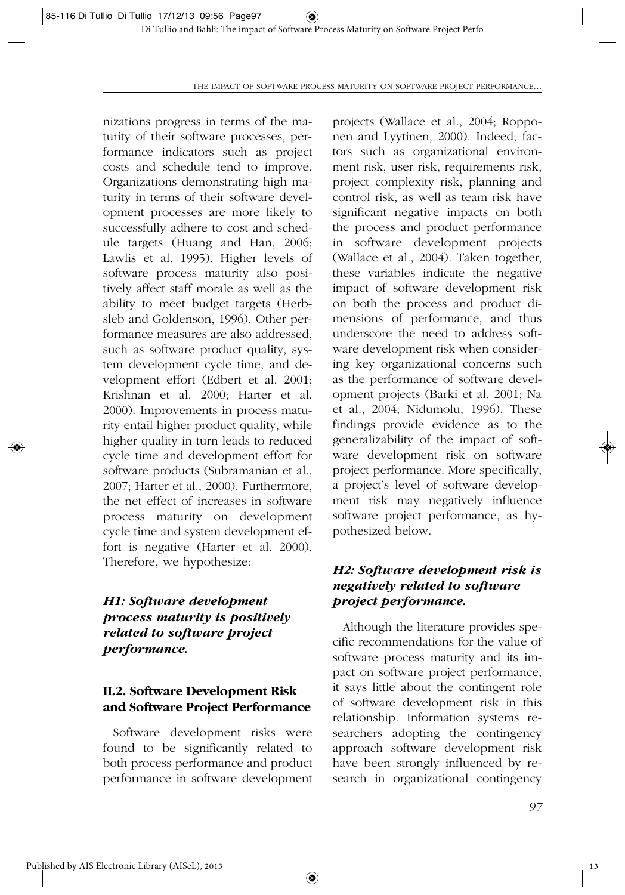nizations progress in terms of the maturity of their software processes, performance indicators such as project costs and schedule tend to improve. Organizations demonstrating high maturity in terms of their software development processes are more likely to successfully adhere to cost and schedule targets (Huang and Han, 2006; Lawlis et al. 1995). Higher levels of software process maturity also positively affect staff morale as well as the ability to meet budget targets (Herbsleb and Goldenson, 1996). Other performance measures are also addressed, such as software product quality, system development cycle time, and development effort (Edbert et al. 2001; Krishnan et al. 2000; Harter et al. 2000). Improvements in process maturity entail higher product quality, while higher quality in turn leads to reduced cycle time and development effort for software products (Subramanian et al., 2007; Harter et al., 2000). Furthermore, the net effect of increases in software process maturity on development cycle time and system development effort is negative (Harter et al. 2000). Therefore, we hypothesize:

***H1: Software development process maturity is positively related to software project performance.***

### II.2. Software Development Risk and Software Project Performance

Software development risks were found to be significantly related to both process performance and product performance in software development projects (Wallace et al., 2004; Ropponen and Lyytinen, 2000). Indeed, factors such as organizational environment risk, user risk, requirements risk, project complexity risk, planning and control risk, as well as team risk have significant negative impacts on both the process and product performance in software development projects (Wallace et al., 2004). Taken together, these variables indicate the negative impact of software development risk on both the process and product dimensions of performance, and thus underscore the need to address software development risk when considering key organizational concerns such as the performance of software development projects (Barki et al. 2001; Na et al., 2004; Nidumolu, 1996). These findings provide evidence as to the generalizability of the impact of software development risk on software project performance. More specifically, a project's level of software development risk may negatively influence software project performance, as hypothesized below.

***H2: Software development risk is negatively related to software project performance.***

Although the literature provides specific recommendations for the value of software process maturity and its impact on software project performance, it says little about the contingent role of software development risk in this relationship. Information systems researchers adopting the contingency approach software development risk have been strongly influenced by research in organizational contingency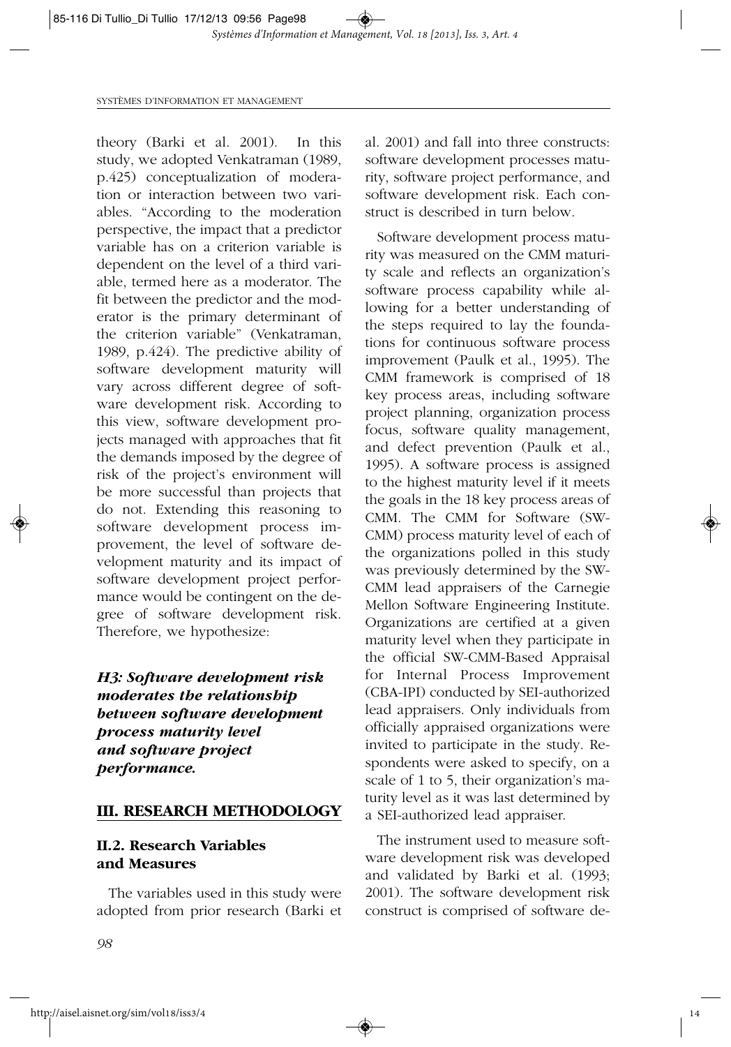theory (Barki et al. 2001). In this study, we adopted Venkatraman (1989, p.425) conceptualization of moderation or interaction between two variables. "According to the moderation perspective, the impact that a predictor variable has on a criterion variable is dependent on the level of a third variable, termed here as a moderator. The fit between the predictor and the moderator is the primary determinant of the criterion variable" (Venkatraman, 1989, p.424). The predictive ability of software development maturity will vary across different degree of software development risk. According to this view, software development projects managed with approaches that fit the demands imposed by the degree of risk of the project's environment will be more successful than projects that do not. Extending this reasoning to software development process improvement, the level of software development maturity and its impact of software development project performance would be contingent on the degree of software development risk. Therefore, we hypothesize:

***H3: Software development risk moderates the relationship between software development process maturity level and software project performance.***

## III. RESEARCH METHODOLOGY

### II.2. Research Variables and Measures

The variables used in this study were adopted from prior research (Barki et al. 2001) and fall into three constructs: software development processes maturity, software project performance, and software development risk. Each construct is described in turn below.

Software development process maturity was measured on the CMM maturity scale and reflects an organization's software process capability while allowing for a better understanding of the steps required to lay the foundations for continuous software process improvement (Paulk et al., 1995). The CMM framework is comprised of 18 key process areas, including software project planning, organization process focus, software quality management, and defect prevention (Paulk et al., 1995). A software process is assigned to the highest maturity level if it meets the goals in the 18 key process areas of CMM. The CMM for Software (SW-CMM) process maturity level of each of the organizations polled in this study was previously determined by the SW-CMM lead appraisers of the Carnegie Mellon Software Engineering Institute. Organizations are certified at a given maturity level when they participate in the official SW-CMM-Based Appraisal for Internal Process Improvement (CBA-IPI) conducted by SEI-authorized lead appraisers. Only individuals from officially appraised organizations were invited to participate in the study. Respondents were asked to specify, on a scale of 1 to 5, their organization's maturity level as it was last determined by a SEI-authorized lead appraiser.

The instrument used to measure software development risk was developed and validated by Barki et al. (1993; 2001). The software development risk construct is comprised of software de-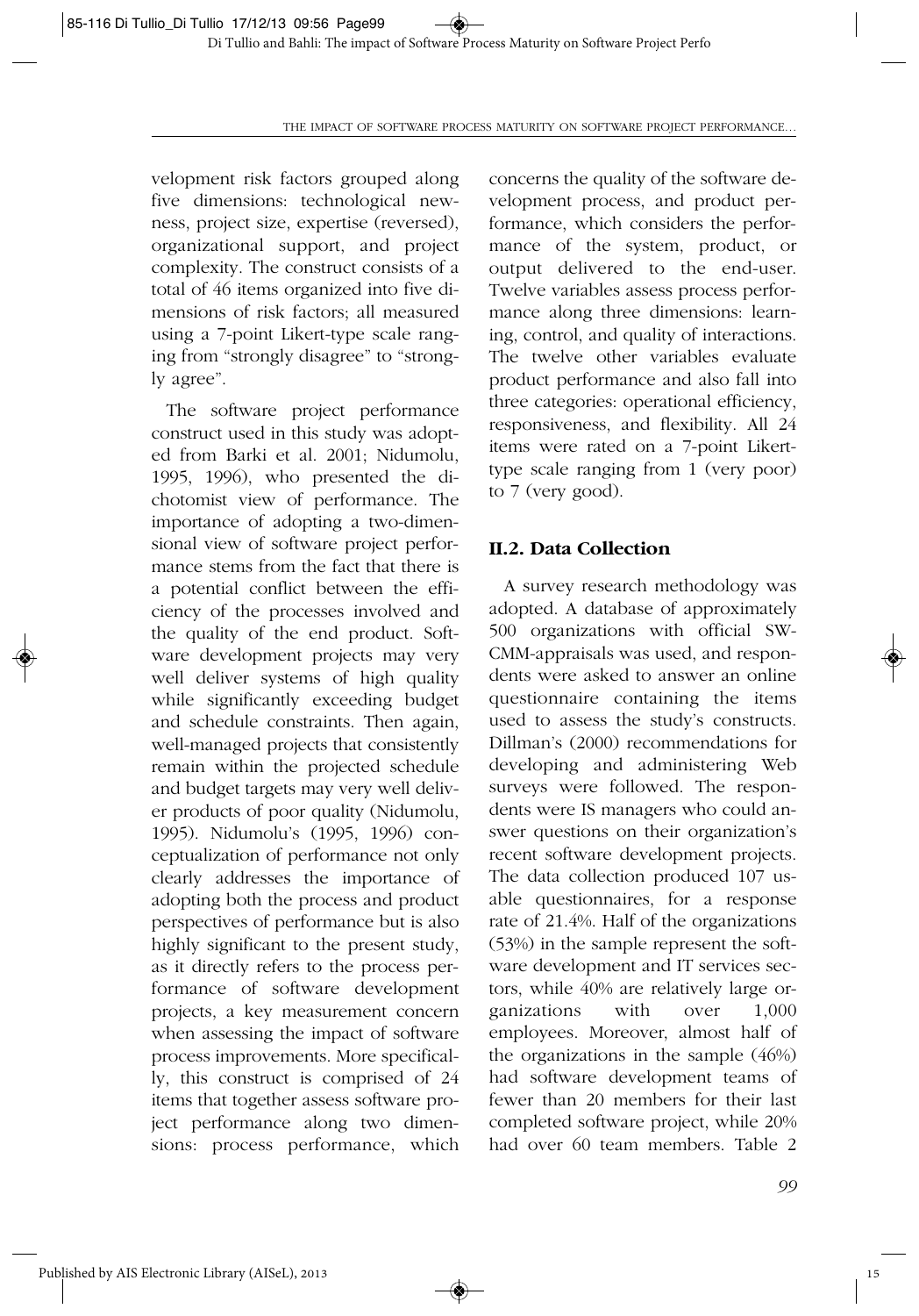velopment risk factors grouped along five dimensions: technological newness, project size, expertise (reversed), organizational support, and project complexity. The construct consists of a total of 46 items organized into five dimensions of risk factors; all measured using a 7-point Likert-type scale ranging from "strongly disagree" to "strongly agree".

The software project performance construct used in this study was adopted from Barki et al. 2001; Nidumolu, 1995, 1996), who presented the dichotomist view of performance. The importance of adopting a two-dimensional view of software project performance stems from the fact that there is a potential conflict between the efficiency of the processes involved and the quality of the end product. Software development projects may very well deliver systems of high quality while significantly exceeding budget and schedule constraints. Then again, well-managed projects that consistently remain within the projected schedule and budget targets may very well deliver products of poor quality (Nidumolu, 1995). Nidumolu's (1995, 1996) conceptualization of performance not only clearly addresses the importance of adopting both the process and product perspectives of performance but is also highly significant to the present study, as it directly refers to the process performance of software development projects, a key measurement concern when assessing the impact of software process improvements. More specifically, this construct is comprised of 24 items that together assess software project performance along two dimensions: process performance, which concerns the quality of the software development process, and product performance, which considers the performance of the system, product, or output delivered to the end-user. Twelve variables assess process performance along three dimensions: learning, control, and quality of interactions. The twelve other variables evaluate product performance and also fall into three categories: operational efficiency, responsiveness, and flexibility. All 24 items were rated on a 7-point Likert-type scale ranging from 1 (very poor) to 7 (very good).

## II.2. Data Collection

A survey research methodology was adopted. A database of approximately 500 organizations with official SW-CMM-appraisals was used, and respondents were asked to answer an online questionnaire containing the items used to assess the study's constructs. Dillman's (2000) recommendations for developing and administering Web surveys were followed. The respondents were IS managers who could answer questions on their organization's recent software development projects. The data collection produced 107 usable questionnaires, for a response rate of 21.4%. Half of the organizations (53%) in the sample represent the software development and IT services sectors, while 40% are relatively large organizations with over 1,000 employees. Moreover, almost half of the organizations in the sample (46%) had software development teams of fewer than 20 members for their last completed software project, while 20% had over 60 team members. Table 2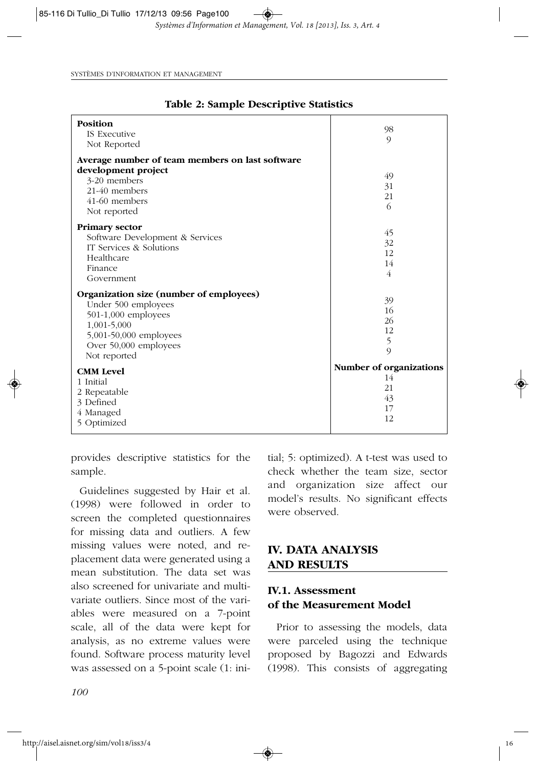**Table 2: Sample Descriptive Statistics**

| | |
|---|---|
| **Position** | |
| IS Executive | 98 |
| Not Reported | 9 |
| **Average number of team members on last software development project** | |
| 3-20 members | 49 |
| 21-40 members | 31 |
| 41-60 members | 21 |
| Not reported | 6 |
| **Primary sector** | |
| Software Development & Services | 45 |
| IT Services & Solutions | 32 |
| Healthcare | 12 |
| Finance | 14 |
| Government | 4 |
| **Organization size (number of employees)** | |
| Under 500 employees | 39 |
| 501-1,000 employees | 16 |
| 1,001-5,000 | 26 |
| 5,001-50,000 employees | 12 |
| Over 50,000 employees | 5 |
| Not reported | 9 |
| **CMM Level** | **Number of organizations** |
| 1 Initial | 14 |
| 2 Repeatable | 21 |
| 3 Defined | 43 |
| 4 Managed | 17 |
| 5 Optimized | 12 |

provides descriptive statistics for the sample.

Guidelines suggested by Hair et al. (1998) were followed in order to screen the completed questionnaires for missing data and outliers. A few missing values were noted, and replacement data were generated using a mean substitution. The data set was also screened for univariate and multivariate outliers. Since most of the variables were measured on a 7-point scale, all of the data were kept for analysis, as no extreme values were found. Software process maturity level was assessed on a 5-point scale (1: initial; 5: optimized). A t-test was used to check whether the team size, sector and organization size affect our model's results. No significant effects were observed.

## IV. DATA ANALYSIS AND RESULTS

### IV.1. Assessment of the Measurement Model

Prior to assessing the models, data were parceled using the technique proposed by Bagozzi and Edwards (1998). This consists of aggregating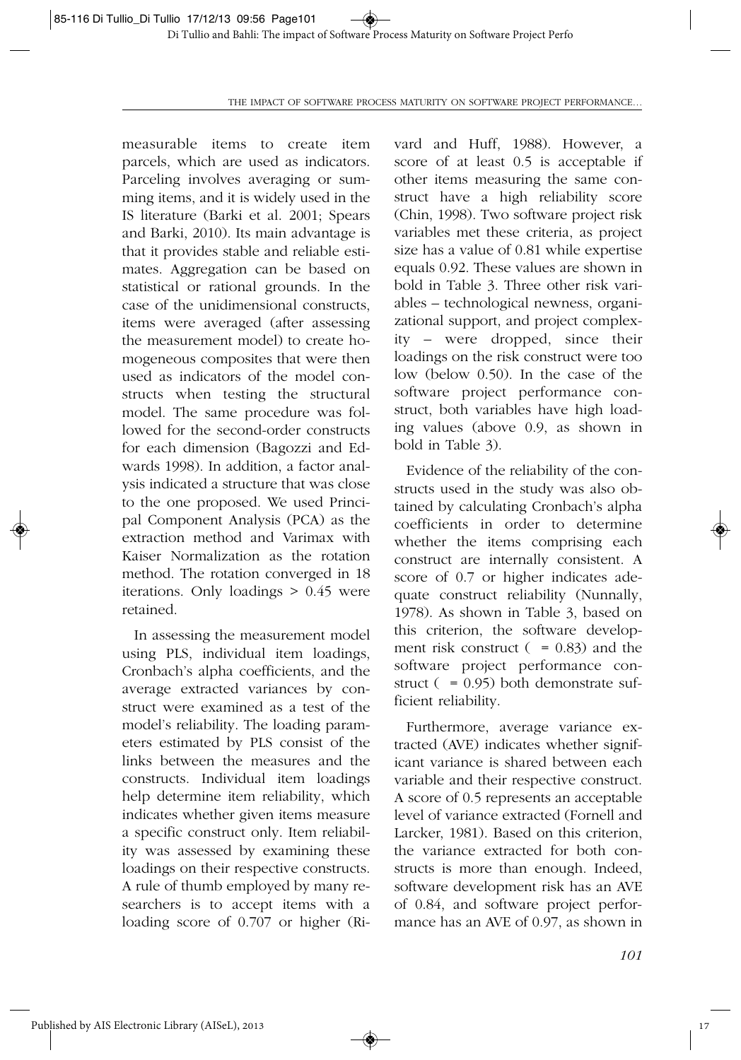measurable items to create item parcels, which are used as indicators. Parceling involves averaging or summing items, and it is widely used in the IS literature (Barki et al. 2001; Spears and Barki, 2010). Its main advantage is that it provides stable and reliable estimates. Aggregation can be based on statistical or rational grounds. In the case of the unidimensional constructs, items were averaged (after assessing the measurement model) to create homogeneous composites that were then used as indicators of the model constructs when testing the structural model. The same procedure was followed for the second-order constructs for each dimension (Bagozzi and Edwards 1998). In addition, a factor analysis indicated a structure that was close to the one proposed. We used Principal Component Analysis (PCA) as the extraction method and Varimax with Kaiser Normalization as the rotation method. The rotation converged in 18 iterations. Only loadings > 0.45 were retained.

In assessing the measurement model using PLS, individual item loadings, Cronbach's alpha coefficients, and the average extracted variances by construct were examined as a test of the model's reliability. The loading parameters estimated by PLS consist of the links between the measures and the constructs. Individual item loadings help determine item reliability, which indicates whether given items measure a specific construct only. Item reliability was assessed by examining these loadings on their respective constructs. A rule of thumb employed by many researchers is to accept items with a loading score of 0.707 or higher (Rivard and Huff, 1988). However, a score of at least 0.5 is acceptable if other items measuring the same construct have a high reliability score (Chin, 1998). Two software project risk variables met these criteria, as project size has a value of 0.81 while expertise equals 0.92. These values are shown in bold in Table 3. Three other risk variables – technological newness, organizational support, and project complexity – were dropped, since their loadings on the risk construct were too low (below 0.50). In the case of the software project performance construct, both variables have high loading values (above 0.9, as shown in bold in Table 3).

Evidence of the reliability of the constructs used in the study was also obtained by calculating Cronbach's alpha coefficients in order to determine whether the items comprising each construct are internally consistent. A score of 0.7 or higher indicates adequate construct reliability (Nunnally, 1978). As shown in Table 3, based on this criterion, the software development risk construct ( = 0.83) and the software project performance construct ( = 0.95) both demonstrate sufficient reliability.

Furthermore, average variance extracted (AVE) indicates whether significant variance is shared between each variable and their respective construct. A score of 0.5 represents an acceptable level of variance extracted (Fornell and Larcker, 1981). Based on this criterion, the variance extracted for both constructs is more than enough. Indeed, software development risk has an AVE of 0.84, and software project performance has an AVE of 0.97, as shown in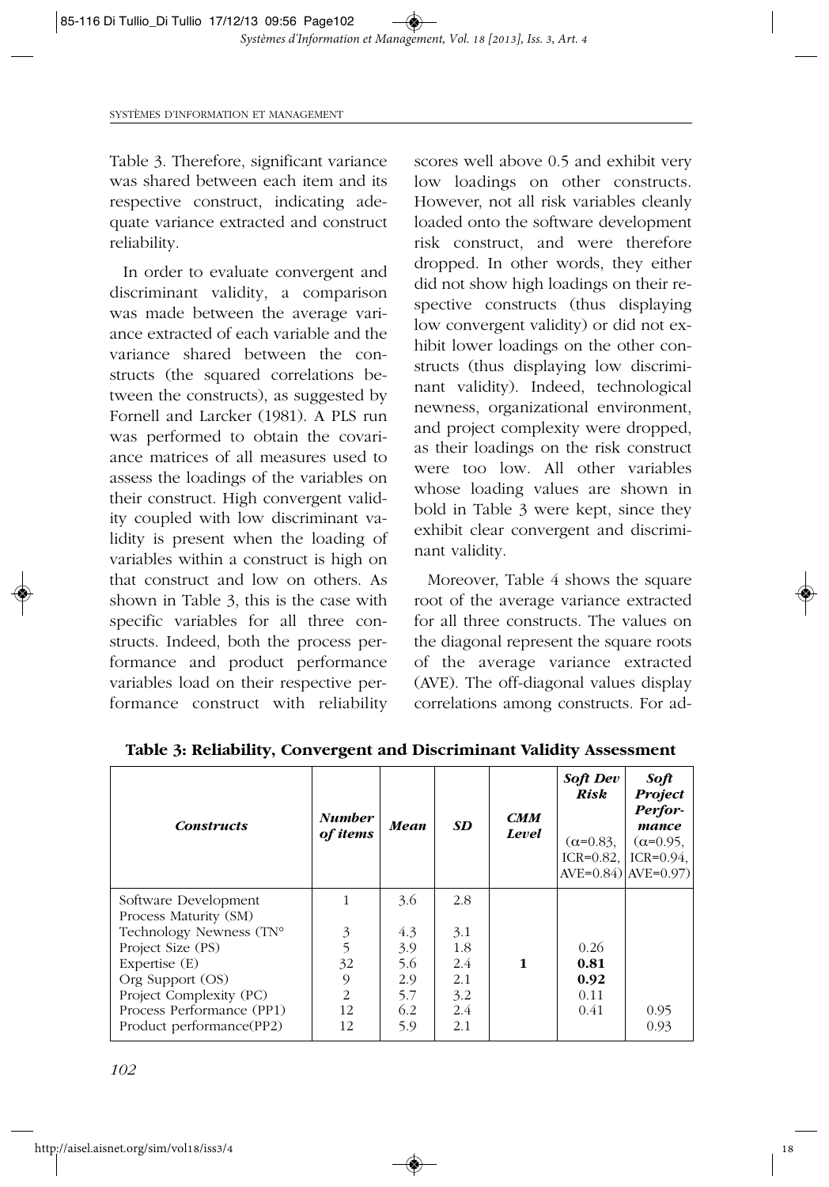Table 3. Therefore, significant variance was shared between each item and its respective construct, indicating adequate variance extracted and construct reliability.

In order to evaluate convergent and discriminant validity, a comparison was made between the average variance extracted of each variable and the variance shared between the constructs (the squared correlations between the constructs), as suggested by Fornell and Larcker (1981). A PLS run was performed to obtain the covariance matrices of all measures used to assess the loadings of the variables on their construct. High convergent validity coupled with low discriminant validity is present when the loading of variables within a construct is high on that construct and low on others. As shown in Table 3, this is the case with specific variables for all three constructs. Indeed, both the process performance and product performance variables load on their respective performance construct with reliability scores well above 0.5 and exhibit very low loadings on other constructs. However, not all risk variables cleanly loaded onto the software development risk construct, and were therefore dropped. In other words, they either did not show high loadings on their respective constructs (thus displaying low convergent validity) or did not exhibit lower loadings on the other constructs (thus displaying low discriminant validity). Indeed, technological newness, organizational environment, and project complexity were dropped, as their loadings on the risk construct were too low. All other variables whose loading values are shown in bold in Table 3 were kept, since they exhibit clear convergent and discriminant validity.

Moreover, Table 4 shows the square root of the average variance extracted for all three constructs. The values on the diagonal represent the square roots of the average variance extracted (AVE). The off-diagonal values display correlations among constructs. For ad-

**Table 3: Reliability, Convergent and Discriminant Validity Assessment**

| *Constructs* | *Number of items* | *Mean* | *SD* | *CMM Level* | *Soft Dev Risk* ($\alpha$=0.83, ICR=0.82, AVE=0.84) | *Soft Project Performance* ($\alpha$=0.95, ICR=0.94, AVE=0.97) |
|---|---|---|---|---|---|---|
| Software Development Process Maturity (SM) | 1 | 3.6 | 2.8 | **1** | | |
| Technology Newness (TN° | 3 | 4.3 | 3.1 | | | |
| Project Size (PS) | 5 | 3.9 | 1.8 | | 0.26 | |
| Expertise (E) | 32 | 5.6 | 2.4 | | **0.81** | |
| Org Support (OS) | 9 | 2.9 | 2.1 | | **0.92** | |
| Project Complexity (PC) | 2 | 5.7 | 3.2 | | 0.11 | |
| Process Performance (PP1) | 12 | 6.2 | 2.4 | | 0.41 | 0.95 |
| Product performance(PP2) | 12 | 5.9 | 2.1 | | | 0.93 |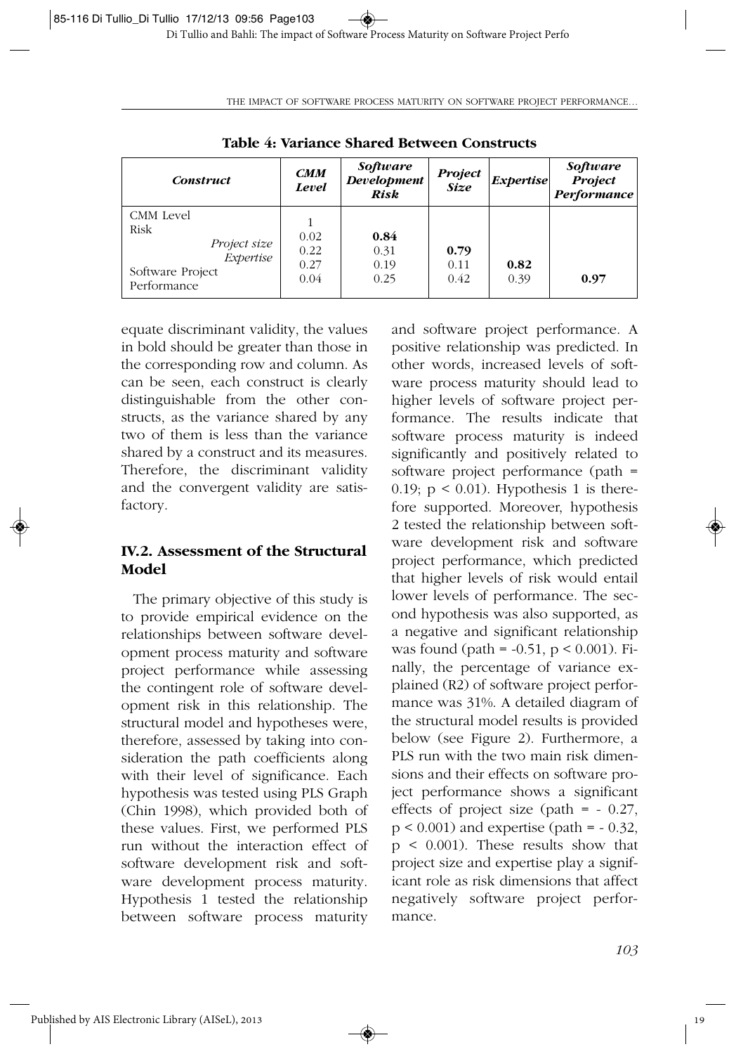**Table 4: Variance Shared Between Constructs**

| *Construct* | *CMM Level* | *Software Development Risk* | *Project Size* | *Expertise* | *Software Project Performance* |
|---|---|---|---|---|---|
| CMM Level | 1 | | | | |
| Risk | 0.02 | **0.84** | | | |
| *Project size* | 0.22 | 0.31 | **0.79** | | |
| *Expertise* | 0.27 | 0.19 | 0.11 | **0.82** | |
| Software Project Performance | 0.04 | 0.25 | 0.42 | 0.39 | **0.97** |

equate discriminant validity, the values in bold should be greater than those in the corresponding row and column. As can be seen, each construct is clearly distinguishable from the other constructs, as the variance shared by any two of them is less than the variance shared by a construct and its measures. Therefore, the discriminant validity and the convergent validity are satisfactory.

### IV.2. Assessment of the Structural Model

The primary objective of this study is to provide empirical evidence on the relationships between software development process maturity and software project performance while assessing the contingent role of software development risk in this relationship. The structural model and hypotheses were, therefore, assessed by taking into consideration the path coefficients along with their level of significance. Each hypothesis was tested using PLS Graph (Chin 1998), which provided both of these values. First, we performed PLS run without the interaction effect of software development risk and software development process maturity. Hypothesis 1 tested the relationship between software process maturity and software project performance. A positive relationship was predicted. In other words, increased levels of software process maturity should lead to higher levels of software project performance. The results indicate that software process maturity is indeed significantly and positively related to software project performance (path = 0.19; $p < 0.01$). Hypothesis 1 is therefore supported. Moreover, hypothesis 2 tested the relationship between software development risk and software project performance, which predicted that higher levels of risk would entail lower levels of performance. The second hypothesis was also supported, as a negative and significant relationship was found (path = -0.51, $p < 0.001$). Finally, the percentage of variance explained (R2) of software project performance was 31%. A detailed diagram of the structural model results is provided below (see Figure 2). Furthermore, a PLS run with the two main risk dimensions and their effects on software project performance shows a significant effects of project size (path = - 0.27, $p < 0.001$) and expertise (path = - 0.32, $p < 0.001$). These results show that project size and expertise play a significant role as risk dimensions that affect negatively software project performance.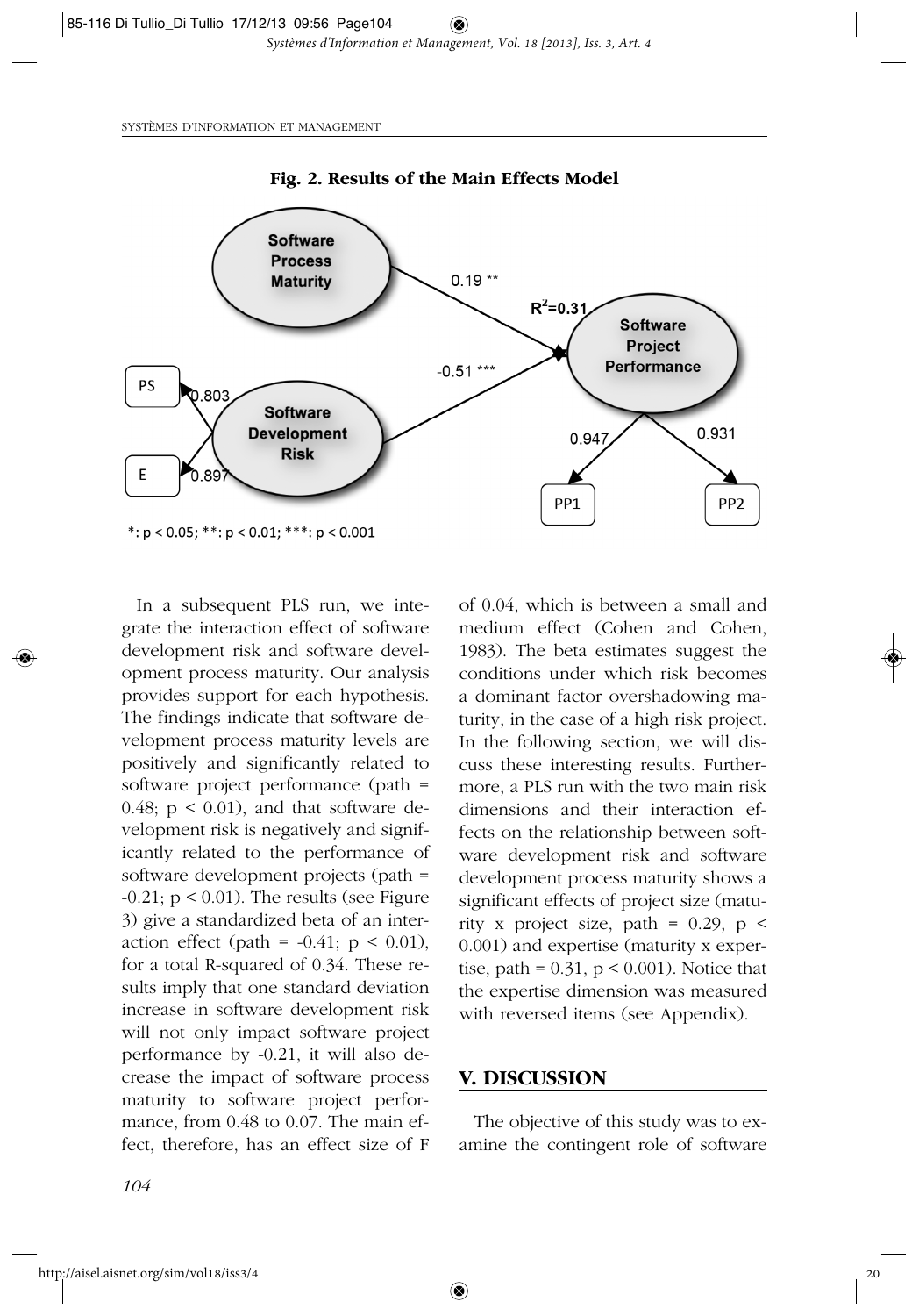**Fig. 2. Results of the Main Effects Model**

*: $p < 0.05$; **: $p < 0.01$; ***: $p < 0.001$

In a subsequent PLS run, we integrate the interaction effect of software development risk and software development process maturity. Our analysis provides support for each hypothesis. The findings indicate that software development process maturity levels are positively and significantly related to software project performance (path = 0.48; $p < 0.01$), and that software development risk is negatively and significantly related to the performance of software development projects (path = -0.21; $p < 0.01$). The results (see Figure 3) give a standardized beta of an interaction effect (path = -0.41; $p < 0.01$), for a total R-squared of 0.34. These results imply that one standard deviation increase in software development risk will not only impact software project performance by -0.21, it will also decrease the impact of software process maturity to software project performance, from 0.48 to 0.07. The main effect, therefore, has an effect size of F of 0.04, which is between a small and medium effect (Cohen and Cohen, 1983). The beta estimates suggest the conditions under which risk becomes a dominant factor overshadowing maturity, in the case of a high risk project. In the following section, we will discuss these interesting results. Furthermore, a PLS run with the two main risk dimensions and their interaction effects on the relationship between software development risk and software development process maturity shows a significant effects of project size (maturity x project size, path = 0.29, $p < 0.001$) and expertise (maturity x expertise, path = 0.31, $p < 0.001$). Notice that the expertise dimension was measured with reversed items (see Appendix).

## V. DISCUSSION

The objective of this study was to examine the contingent role of software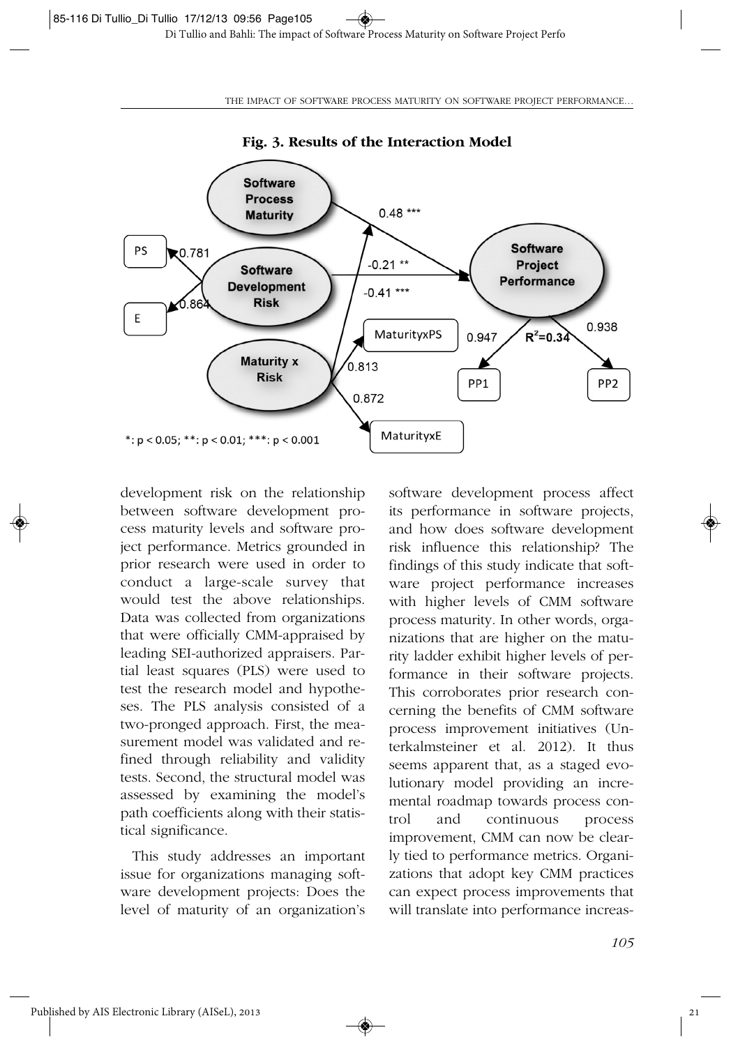**Fig. 3. Results of the Interaction Model**

development risk on the relationship between software development process maturity levels and software project performance. Metrics grounded in prior research were used in order to conduct a large-scale survey that would test the above relationships. Data was collected from organizations that were officially CMM-appraised by leading SEI-authorized appraisers. Partial least squares (PLS) were used to test the research model and hypotheses. The PLS analysis consisted of a two-pronged approach. First, the measurement model was validated and refined through reliability and validity tests. Second, the structural model was assessed by examining the model's path coefficients along with their statistical significance.

This study addresses an important issue for organizations managing software development projects: Does the level of maturity of an organization's software development process affect its performance in software projects, and how does software development risk influence this relationship? The findings of this study indicate that software project performance increases with higher levels of CMM software process maturity. In other words, organizations that are higher on the maturity ladder exhibit higher levels of performance in their software projects. This corroborates prior research concerning the benefits of CMM software process improvement initiatives (Unterkalmsteiner et al. 2012). It thus seems apparent that, as a staged evolutionary model providing an incremental roadmap towards process control and continuous process improvement, CMM can now be clearly tied to performance metrics. Organizations that adopt key CMM practices can expect process improvements that will translate into performance increas-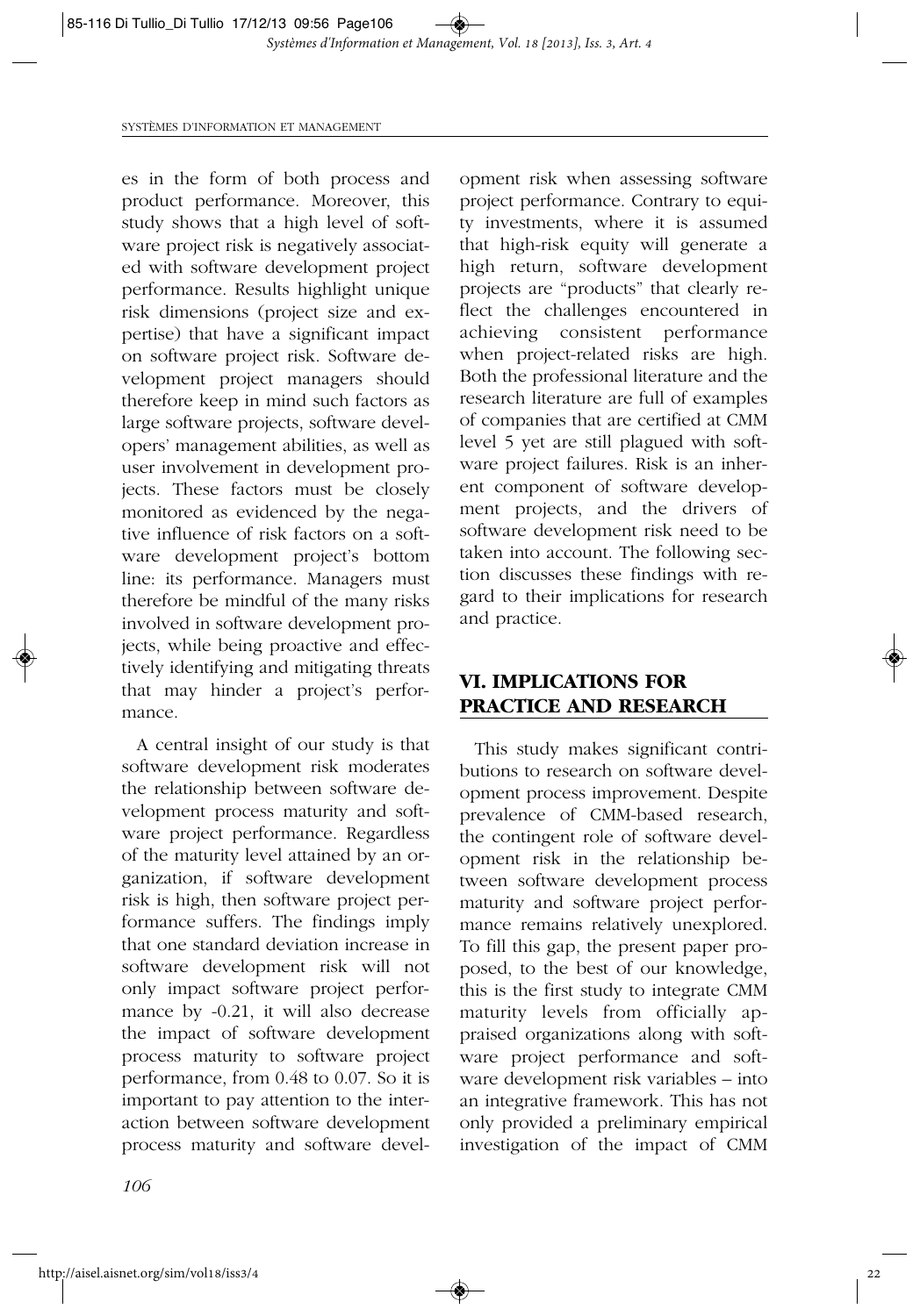es in the form of both process and product performance. Moreover, this study shows that a high level of software project risk is negatively associated with software development project performance. Results highlight unique risk dimensions (project size and expertise) that have a significant impact on software project risk. Software development project managers should therefore keep in mind such factors as large software projects, software developers' management abilities, as well as user involvement in development projects. These factors must be closely monitored as evidenced by the negative influence of risk factors on a software development project's bottom line: its performance. Managers must therefore be mindful of the many risks involved in software development projects, while being proactive and effectively identifying and mitigating threats that may hinder a project's performance.

A central insight of our study is that software development risk moderates the relationship between software development process maturity and software project performance. Regardless of the maturity level attained by an organization, if software development risk is high, then software project performance suffers. The findings imply that one standard deviation increase in software development risk will not only impact software project performance by -0.21, it will also decrease the impact of software development process maturity to software project performance, from 0.48 to 0.07. So it is important to pay attention to the interaction between software development process maturity and software development risk when assessing software project performance. Contrary to equity investments, where it is assumed that high-risk equity will generate a high return, software development projects are "products" that clearly reflect the challenges encountered in achieving consistent performance when project-related risks are high. Both the professional literature and the research literature are full of examples of companies that are certified at CMM level 5 yet are still plagued with software project failures. Risk is an inherent component of software development projects, and the drivers of software development risk need to be taken into account. The following section discusses these findings with regard to their implications for research and practice.

## VI. IMPLICATIONS FOR PRACTICE AND RESEARCH

This study makes significant contributions to research on software development process improvement. Despite prevalence of CMM-based research, the contingent role of software development risk in the relationship between software development process maturity and software project performance remains relatively unexplored. To fill this gap, the present paper proposed, to the best of our knowledge, this is the first study to integrate CMM maturity levels from officially appraised organizations along with software project performance and software development risk variables – into an integrative framework. This has not only provided a preliminary empirical investigation of the impact of CMM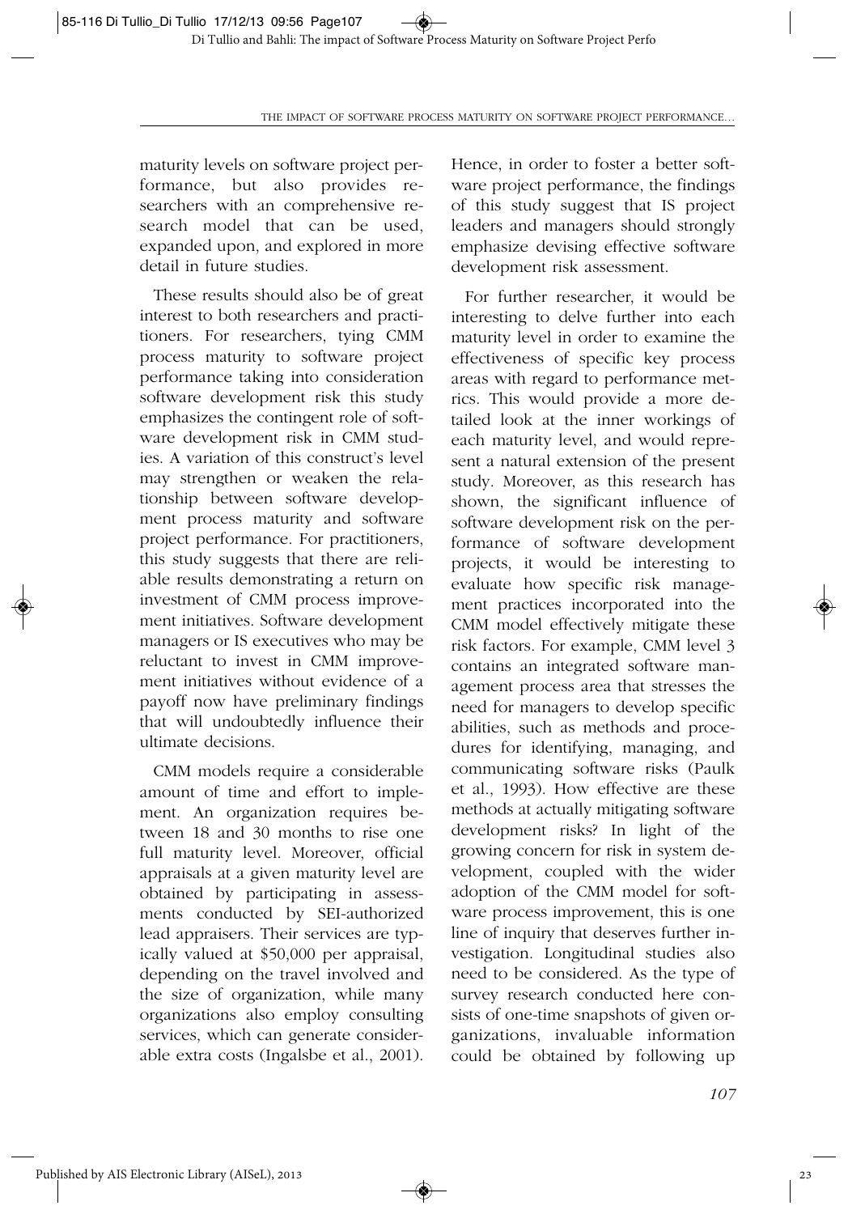maturity levels on software project performance, but also provides researchers with an comprehensive research model that can be used, expanded upon, and explored in more detail in future studies.

These results should also be of great interest to both researchers and practitioners. For researchers, tying CMM process maturity to software project performance taking into consideration software development risk this study emphasizes the contingent role of software development risk in CMM studies. A variation of this construct's level may strengthen or weaken the relationship between software development process maturity and software project performance. For practitioners, this study suggests that there are reliable results demonstrating a return on investment of CMM process improvement initiatives. Software development managers or IS executives who may be reluctant to invest in CMM improvement initiatives without evidence of a payoff now have preliminary findings that will undoubtedly influence their ultimate decisions.

CMM models require a considerable amount of time and effort to implement. An organization requires between 18 and 30 months to rise one full maturity level. Moreover, official appraisals at a given maturity level are obtained by participating in assessments conducted by SEI-authorized lead appraisers. Their services are typically valued at $50,000 per appraisal, depending on the travel involved and the size of organization, while many organizations also employ consulting services, which can generate considerable extra costs (Ingalsbe et al., 2001). Hence, in order to foster a better software project performance, the findings of this study suggest that IS project leaders and managers should strongly emphasize devising effective software development risk assessment.

For further researcher, it would be interesting to delve further into each maturity level in order to examine the effectiveness of specific key process areas with regard to performance metrics. This would provide a more detailed look at the inner workings of each maturity level, and would represent a natural extension of the present study. Moreover, as this research has shown, the significant influence of software development risk on the performance of software development projects, it would be interesting to evaluate how specific risk management practices incorporated into the CMM model effectively mitigate these risk factors. For example, CMM level 3 contains an integrated software management process area that stresses the need for managers to develop specific abilities, such as methods and procedures for identifying, managing, and communicating software risks (Paulk et al., 1993). How effective are these methods at actually mitigating software development risks? In light of the growing concern for risk in system development, coupled with the wider adoption of the CMM model for software process improvement, this is one line of inquiry that deserves further investigation. Longitudinal studies also need to be considered. As the type of survey research conducted here consists of one-time snapshots of given organizations, invaluable information could be obtained by following up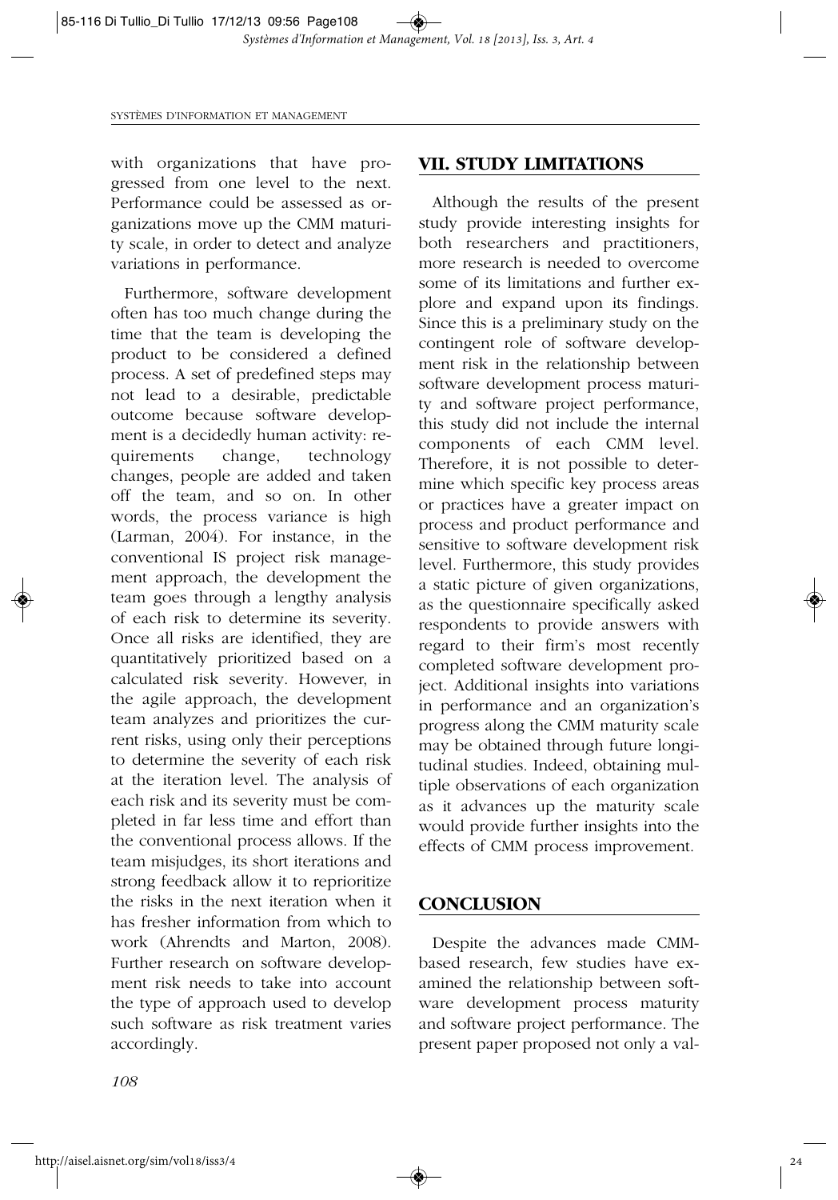with organizations that have progressed from one level to the next. Performance could be assessed as organizations move up the CMM maturity scale, in order to detect and analyze variations in performance.

Furthermore, software development often has too much change during the time that the team is developing the product to be considered a defined process. A set of predefined steps may not lead to a desirable, predictable outcome because software development is a decidedly human activity: requirements change, technology changes, people are added and taken off the team, and so on. In other words, the process variance is high (Larman, 2004). For instance, in the conventional IS project risk management approach, the development the team goes through a lengthy analysis of each risk to determine its severity. Once all risks are identified, they are quantitatively prioritized based on a calculated risk severity. However, in the agile approach, the development team analyzes and prioritizes the current risks, using only their perceptions to determine the severity of each risk at the iteration level. The analysis of each risk and its severity must be completed in far less time and effort than the conventional process allows. If the team misjudges, its short iterations and strong feedback allow it to reprioritize the risks in the next iteration when it has fresher information from which to work (Ahrendts and Marton, 2008). Further research on software development risk needs to take into account the type of approach used to develop such software as risk treatment varies accordingly.

## VII. STUDY LIMITATIONS

Although the results of the present study provide interesting insights for both researchers and practitioners, more research is needed to overcome some of its limitations and further explore and expand upon its findings. Since this is a preliminary study on the contingent role of software development risk in the relationship between software development process maturity and software project performance, this study did not include the internal components of each CMM level. Therefore, it is not possible to determine which specific key process areas or practices have a greater impact on process and product performance and sensitive to software development risk level. Furthermore, this study provides a static picture of given organizations, as the questionnaire specifically asked respondents to provide answers with regard to their firm's most recently completed software development project. Additional insights into variations in performance and an organization's progress along the CMM maturity scale may be obtained through future longitudinal studies. Indeed, obtaining multiple observations of each organization as it advances up the maturity scale would provide further insights into the effects of CMM process improvement.

## CONCLUSION

Despite the advances made CMM-based research, few studies have examined the relationship between software development process maturity and software project performance. The present paper proposed not only a val-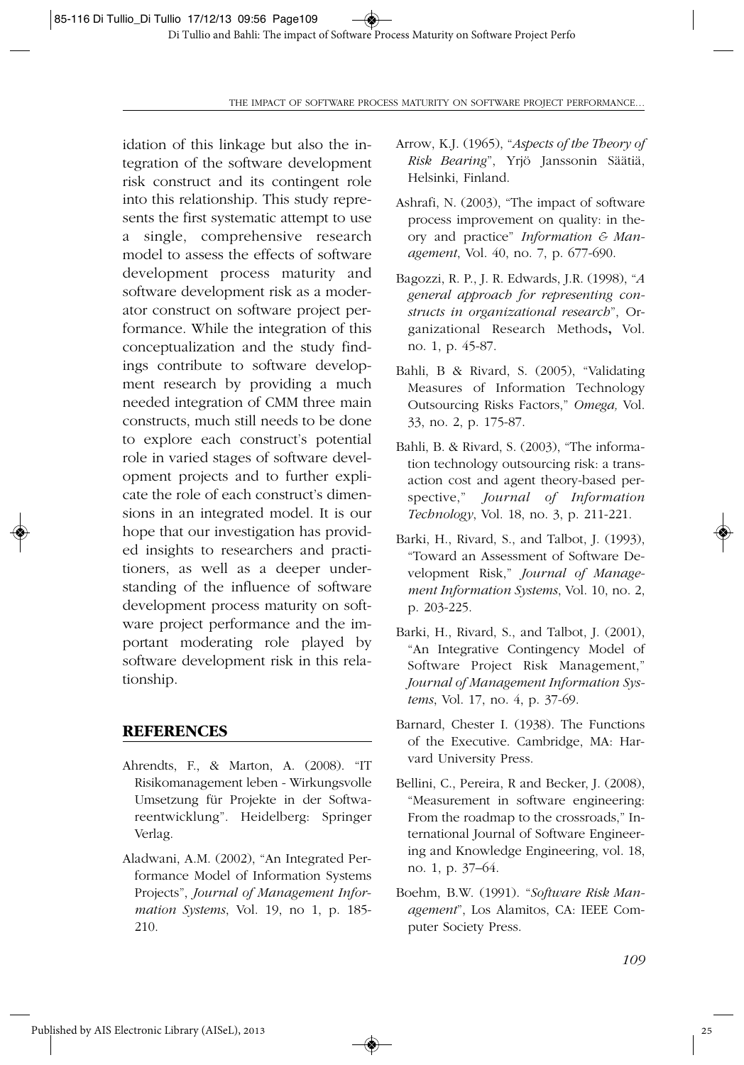idation of this linkage but also the integration of the software development risk construct and its contingent role into this relationship. This study represents the first systematic attempt to use a single, comprehensive research model to assess the effects of software development process maturity and software development risk as a moderator construct on software project performance. While the integration of this conceptualization and the study findings contribute to software development research by providing a much needed integration of CMM three main constructs, much still needs to be done to explore each construct's potential role in varied stages of software development projects and to further explicate the role of each construct's dimensions in an integrated model. It is our hope that our investigation has provided insights to researchers and practitioners, as well as a deeper understanding of the influence of software development process maturity on software project performance and the important moderating role played by software development risk in this relationship.

## REFERENCES

Ahrendts, F., & Marton, A. (2008). "IT Risikomanagement leben - Wirkungsvolle Umsetzung für Projekte in der Softwareentwicklung". Heidelberg: Springer Verlag.

Aladwani, A.M. (2002), "An Integrated Performance Model of Information Systems Projects", *Journal of Management Information Systems*, Vol. 19, no 1, p. 185-210.

Arrow, K.J. (1965), "*Aspects of the Theory of Risk Bearing*", Yrjö Janssonin Säätiä, Helsinki, Finland.

Ashrafi, N. (2003), "The impact of software process improvement on quality: in theory and practice" *Information & Management*, Vol. 40, no. 7, p. 677-690.

Bagozzi, R. P., J. R. Edwards, J.R. (1998), "*A general approach for representing constructs in organizational research*", Organizational Research Methods**,** Vol. no. 1, p. 45-87.

Bahli, B & Rivard, S. (2005), "Validating Measures of Information Technology Outsourcing Risks Factors," *Omega,* Vol. 33, no. 2, p. 175-87.

Bahli, B. & Rivard, S. (2003), "The information technology outsourcing risk: a transaction cost and agent theory-based perspective," *Journal of Information Technology*, Vol. 18, no. 3, p. 211-221.

Barki, H., Rivard, S., and Talbot, J. (1993), "Toward an Assessment of Software Development Risk," *Journal of Management Information Systems*, Vol. 10, no. 2, p. 203-225.

Barki, H., Rivard, S., and Talbot, J. (2001), "An Integrative Contingency Model of Software Project Risk Management," *Journal of Management Information Systems*, Vol. 17, no. 4, p. 37-69.

Barnard, Chester I. (1938). The Functions of the Executive. Cambridge, MA: Harvard University Press.

Bellini, C., Pereira, R and Becker, J. (2008), "Measurement in software engineering: From the roadmap to the crossroads," International Journal of Software Engineering and Knowledge Engineering, vol. 18, no. 1, p. 37–64.

Boehm, B.W. (1991). "*Software Risk Management*", Los Alamitos, CA: IEEE Computer Society Press.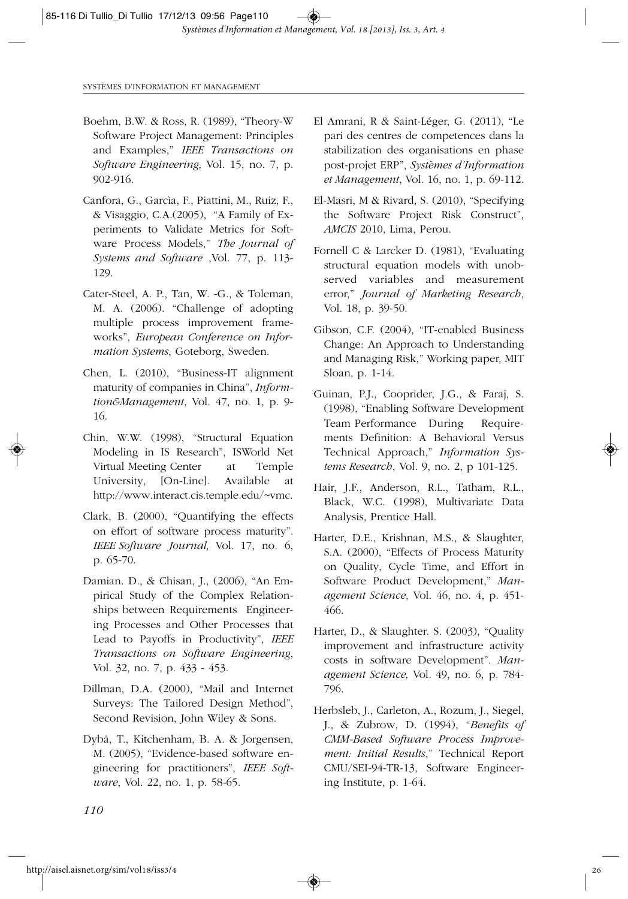Boehm, B.W. & Ross, R. (1989), "Theory-W Software Project Management: Principles and Examples," *IEEE Transactions on Software Engineering,* Vol. 15, no. 7, p. 902-916.

Canfora, G., Garcìa, F., Piattini, M., Ruiz, F., & Visaggio, C.A.(2005), "A Family of Experiments to Validate Metrics for Software Process Models," *The Journal of Systems and Software* ,Vol. 77, p. 113-129.

Cater-Steel, A. P., Tan, W. -G., & Toleman, M. A. (2006). "Challenge of adopting multiple process improvement frameworks", *European Conference on Information Systems*, Goteborg, Sweden.

Chen, L. (2010), "Business-IT alignment maturity of companies in China", *Informtion&Management*, Vol. 47, no. 1, p. 9-16.

Chin, W.W. (1998), "Structural Equation Modeling in IS Research", ISWorld Net Virtual Meeting Center at Temple University, [On-Line]. Available at http://www.interact.cis.temple.edu/~vmc.

Clark, B. (2000), "Quantifying the effects on effort of software process maturity". *IEEE Software Journal,* Vol. 17, no. 6, p. 65-70.

Damian. D., & Chisan, J., (2006), "An Empirical Study of the Complex Relationships between Requirements Engineering Processes and Other Processes that Lead to Payoffs in Productivity", *IEEE Transactions on Software Engineering*, Vol. 32, no. 7, p. 433 - 453.

Dillman, D.A. (2000), "Mail and Internet Surveys: The Tailored Design Method", Second Revision, John Wiley & Sons.

Dybå, T., Kitchenham, B. A. & Jorgensen, M. (2005), "Evidence-based software engineering for practitioners", *IEEE Software*, Vol. 22, no. 1, p. 58-65.

El Amrani, R & Saint-Léger, G. (2011), "Le pari des centres de competences dans la stabilization des organisations en phase post-projet ERP", *Systèmes d'Information et Management*, Vol. 16, no. 1, p. 69-112.

El-Masri, M & Rivard, S. (2010), "Specifying the Software Project Risk Construct", *AMCIS* 2010, Lima, Perou.

Fornell C & Larcker D. (1981), "Evaluating structural equation models with unobserved variables and measurement error," *Journal of Marketing Research*, Vol. 18, p. 39-50.

Gibson, C.F. (2004), "IT-enabled Business Change: An Approach to Understanding and Managing Risk," Working paper, MIT Sloan, p. 1-14.

Guinan, P.J., Cooprider, J.G., & Faraj, S. (1998), "Enabling Software Development Team Performance During Requirements Definition: A Behavioral Versus Technical Approach," *Information Systems Research*, Vol. 9, no. 2, p 101-125.

Hair, J.F., Anderson, R.L., Tatham, R.L., Black, W.C. (1998), Multivariate Data Analysis, Prentice Hall.

Harter, D.E., Krishnan, M.S., & Slaughter, S.A. (2000), "Effects of Process Maturity on Quality, Cycle Time, and Effort in Software Product Development," *Management Science*, Vol. 46, no. 4, p. 451-466.

Harter, D., & Slaughter. S. (2003), "Quality improvement and infrastructure activity costs in software Development". *Management Science,* Vol. 49, no. 6, p. 784-796.

Herbsleb, J., Carleton, A., Rozum, J., Siegel, J., & Zubrow, D. (1994), "*Benefits of CMM-Based Software Process Improvement: Initial Results*," Technical Report CMU/SEI-94-TR-13, Software Engineering Institute, p. 1-64.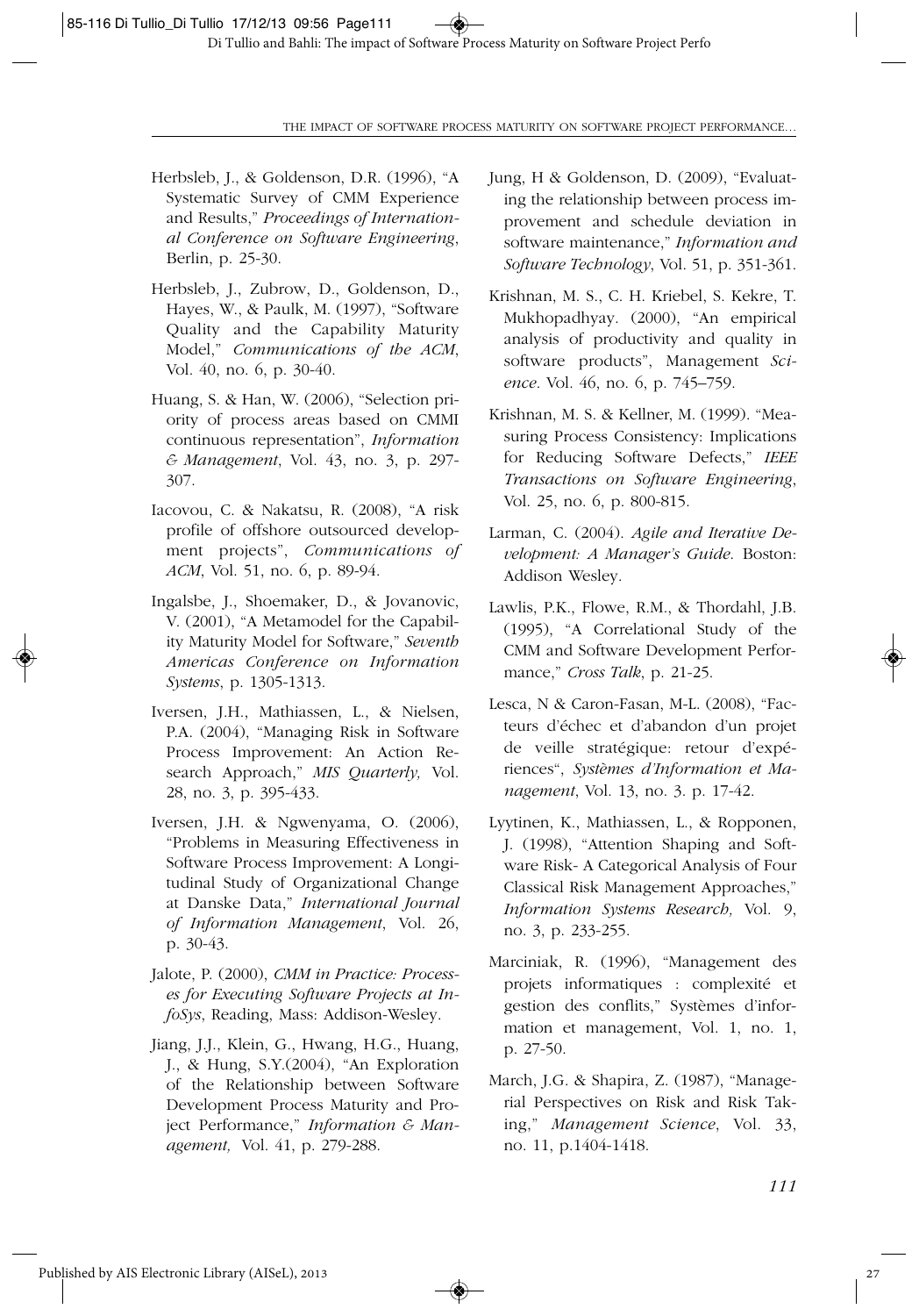Herbsleb, J., & Goldenson, D.R. (1996), "A Systematic Survey of CMM Experience and Results," *Proceedings of International Conference on Software Engineering*, Berlin, p. 25-30.

Herbsleb, J., Zubrow, D., Goldenson, D., Hayes, W., & Paulk, M. (1997), "Software Quality and the Capability Maturity Model," *Communications of the ACM*, Vol. 40, no. 6, p. 30-40.

Huang, S. & Han, W. (2006), "Selection priority of process areas based on CMMI continuous representation", *Information & Management*, Vol. 43, no. 3, p. 297-307.

Iacovou, C. & Nakatsu, R. (2008), "A risk profile of offshore outsourced development projects", *Communications of ACM*, Vol. 51, no. 6, p. 89-94.

Ingalsbe, J., Shoemaker, D., & Jovanovic, V. (2001), "A Metamodel for the Capability Maturity Model for Software," *Seventh Americas Conference on Information Systems*, p. 1305-1313.

Iversen, J.H., Mathiassen, L., & Nielsen, P.A. (2004), "Managing Risk in Software Process Improvement: An Action Research Approach," *MIS Quarterly,* Vol. 28, no. 3, p. 395-433.

Iversen, J.H. & Ngwenyama, O. (2006), "Problems in Measuring Effectiveness in Software Process Improvement: A Longitudinal Study of Organizational Change at Danske Data," *International Journal of Information Management*, Vol. 26, p. 30-43.

Jalote, P. (2000), *CMM in Practice: Processes for Executing Software Projects at InfoSys*, Reading, Mass: Addison-Wesley.

Jiang, J.J., Klein, G., Hwang, H.G., Huang, J., & Hung, S.Y.(2004), "An Exploration of the Relationship between Software Development Process Maturity and Project Performance," *Information & Management,* Vol. 41, p. 279-288.

Jung, H & Goldenson, D. (2009), "Evaluating the relationship between process improvement and schedule deviation in software maintenance," *Information and Software Technology*, Vol. 51, p. 351-361.

Krishnan, M. S., C. H. Kriebel, S. Kekre, T. Mukhopadhyay. (2000), "An empirical analysis of productivity and quality in software products", Management *Science*. Vol. 46, no. 6, p. 745–759.

Krishnan, M. S. & Kellner, M. (1999). "Measuring Process Consistency: Implications for Reducing Software Defects," *IEEE Transactions on Software Engineering*, Vol. 25, no. 6, p. 800-815.

Larman, C. (2004). *Agile and Iterative Development: A Manager's Guide*. Boston: Addison Wesley.

Lawlis, P.K., Flowe, R.M., & Thordahl, J.B. (1995), "A Correlational Study of the CMM and Software Development Performance," *Cross Talk*, p. 21-25.

Lesca, N & Caron-Fasan, M-L. (2008), "Facteurs d'échec et d'abandon d'un projet de veille stratégique: retour d'expériences", *Systèmes d'Information et Management*, Vol. 13, no. 3. p. 17-42.

Lyytinen, K., Mathiassen, L., & Ropponen, J. (1998), "Attention Shaping and Software Risk- A Categorical Analysis of Four Classical Risk Management Approaches," *Information Systems Research,* Vol. 9, no. 3, p. 233-255.

Marciniak, R. (1996), "Management des projets informatiques : complexité et gestion des conflits," Systèmes d'information et management, Vol. 1, no. 1, p. 27-50.

March, J.G. & Shapira, Z. (1987), "Managerial Perspectives on Risk and Risk Taking," *Management Science*, Vol. 33, no. 11, p.1404-1418.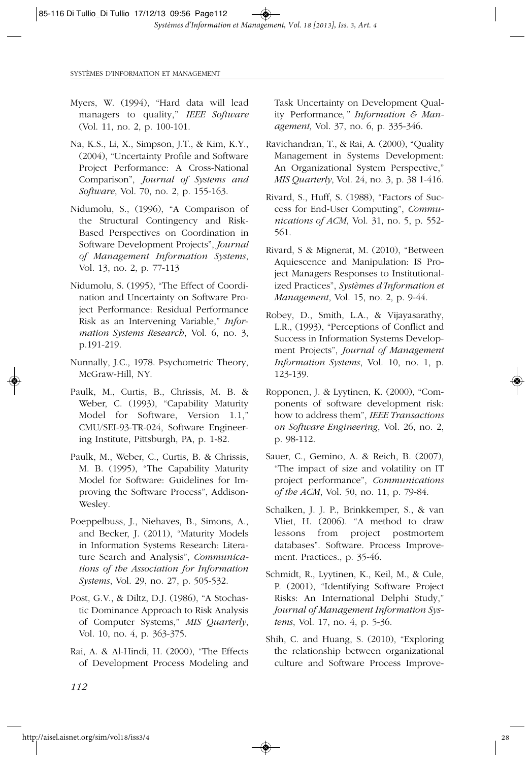Myers, W. (1994), "Hard data will lead managers to quality," *IEEE Software* (Vol. 11, no. 2, p. 100-101.

Na, K.S., Li, X., Simpson, J.T., & Kim, K.Y., (2004), "Uncertainty Profile and Software Project Performance: A Cross-National Comparison", *Journal of Systems and Software*, Vol. 70, no. 2, p. 155-163.

Nidumolu, S., (1996), "A Comparison of the Structural Contingency and Risk-Based Perspectives on Coordination in Software Development Projects", *Journal of Management Information Systems*, Vol. 13, no. 2, p. 77-113

Nidumolu, S. (1995), "The Effect of Coordination and Uncertainty on Software Project Performance: Residual Performance Risk as an Intervening Variable," *Information Systems Research*, Vol. 6, no. 3, p.191-219.

Nunnally, J.C., 1978. Psychometric Theory, McGraw-Hill, NY.

Paulk, M., Curtis, B., Chrissis, M. B. & Weber, C. (1993), "Capability Maturity Model for Software, Version 1.1," CMU/SEI-93-TR-024, Software Engineering Institute, Pittsburgh, PA, p. 1-82.

Paulk, M., Weber, C., Curtis, B. & Chrissis, M. B. (1995), "The Capability Maturity Model for Software: Guidelines for Improving the Software Process", Addison-Wesley.

Poeppelbuss, J., Niehaves, B., Simons, A., and Becker, J. (2011), "Maturity Models in Information Systems Research: Literature Search and Analysis", *Communications of the Association for Information Systems*, Vol. 29, no. 27, p. 505-532.

Post, G.V., & Diltz, D.J. (1986), "A Stochastic Dominance Approach to Risk Analysis of Computer Systems," *MIS Quarterly*, Vol. 10, no. 4, p. 363-375.

Rai, A. & Al-Hindi, H. (2000), "The Effects of Development Process Modeling and Task Uncertainty on Development Quality Performance*," Information & Management,* Vol. 37, no. 6, p. 335-346.

Ravichandran, T., & Rai, A. (2000), "Quality Management in Systems Development: An Organizational System Perspective," *MIS Quarterly*, Vol. 24, no. 3, p. 38 1-416.

Rivard, S., Huff, S. (1988), "Factors of Success for End-User Computing", *Communications of ACM*, Vol. 31, no. 5, p. 552-561.

Rivard, S & Mignerat, M. (2010), "Between Aquiescence and Manipulation: IS Project Managers Responses to Institutionalized Practices", *Systèmes d'Information et Management*, Vol. 15, no. 2, p. 9-44.

Robey, D., Smith, L.A., & Vijayasarathy, L.R., (1993), "Perceptions of Conflict and Success in Information Systems Development Projects", *Journal of Management Information Systems*, Vol. 10, no. 1, p. 123-139.

Ropponen, J. & Lyytinen, K. (2000), "Components of software development risk: how to address them", *IEEE Transactions on Software Engineering*, Vol. 26, no. 2, p. 98-112.

Sauer, C., Gemino, A. & Reich, B. (2007), "The impact of size and volatility on IT project performance", *Communications of the ACM*, Vol. 50, no. 11, p. 79-84.

Schalken, J. J. P., Brinkkemper, S., & van Vliet, H. (2006). "A method to draw lessons from project postmortem databases". Software. Process Improvement. Practices., p. 35-46.

Schmidt, R., Lyytinen, K., Keil, M., & Cule, P. (2001), "Identifying Software Project Risks: An International Delphi Study," *Journal of Management Information Systems*, Vol. 17, no. 4, p. 5-36.

Shih, C. and Huang, S. (2010), "Exploring the relationship between organizational culture and Software Process Improve-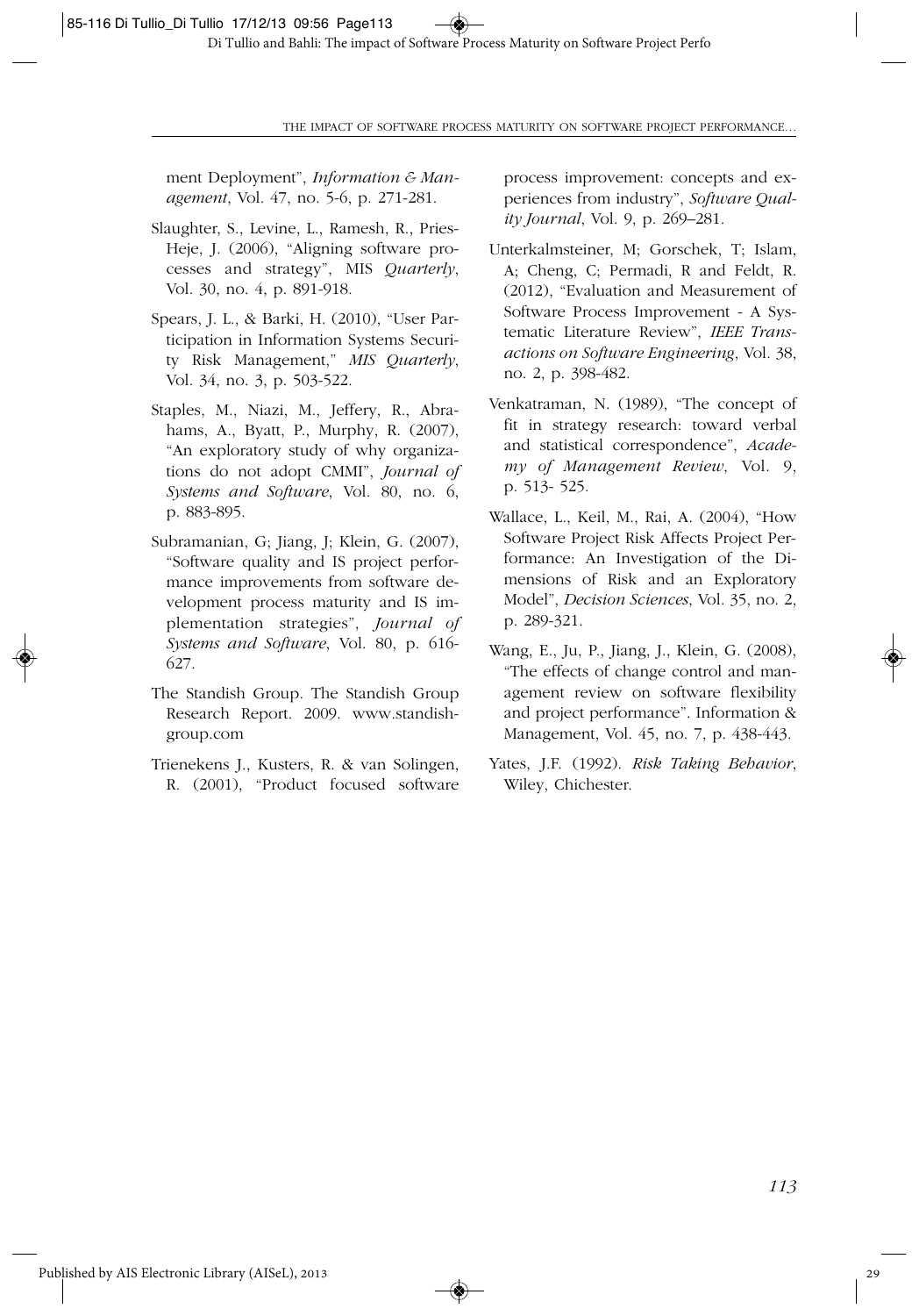ment Deployment", *Information & Management*, Vol. 47, no. 5-6, p. 271-281.

Slaughter, S., Levine, L., Ramesh, R., Pries-Heje, J. (2006), "Aligning software processes and strategy", MIS *Quarterly*, Vol. 30, no. 4, p. 891-918.

Spears, J. L., & Barki, H. (2010), "User Participation in Information Systems Security Risk Management," *MIS Quarterly*, Vol. 34, no. 3, p. 503-522.

Staples, M., Niazi, M., Jeffery, R., Abrahams, A., Byatt, P., Murphy, R. (2007), "An exploratory study of why organizations do not adopt CMMI", *Journal of Systems and Software*, Vol. 80, no. 6, p. 883-895.

Subramanian, G; Jiang, J; Klein, G. (2007), "Software quality and IS project performance improvements from software development process maturity and IS implementation strategies", *Journal of Systems and Software*, Vol. 80, p. 616-627.

The Standish Group. The Standish Group Research Report. 2009. www.standishgroup.com

Trienekens J., Kusters, R. & van Solingen, R. (2001), "Product focused software process improvement: concepts and experiences from industry", *Software Quality Journal*, Vol. 9, p. 269–281.

Unterkalmsteiner, M; Gorschek, T; Islam, A; Cheng, C; Permadi, R and Feldt, R. (2012), "Evaluation and Measurement of Software Process Improvement - A Systematic Literature Review", *IEEE Transactions on Software Engineering*, Vol. 38, no. 2, p. 398-482.

Venkatraman, N. (1989), "The concept of fit in strategy research: toward verbal and statistical correspondence", *Academy of Management Review*, Vol. 9, p. 513- 525.

Wallace, L., Keil, M., Rai, A. (2004), "How Software Project Risk Affects Project Performance: An Investigation of the Dimensions of Risk and an Exploratory Model", *Decision Sciences*, Vol. 35, no. 2, p. 289-321.

Wang, E., Ju, P., Jiang, J., Klein, G. (2008), "The effects of change control and management review on software flexibility and project performance". Information & Management, Vol. 45, no. 7, p. 438-443.

Yates, J.F. (1992). *Risk Taking Behavior*, Wiley, Chichester.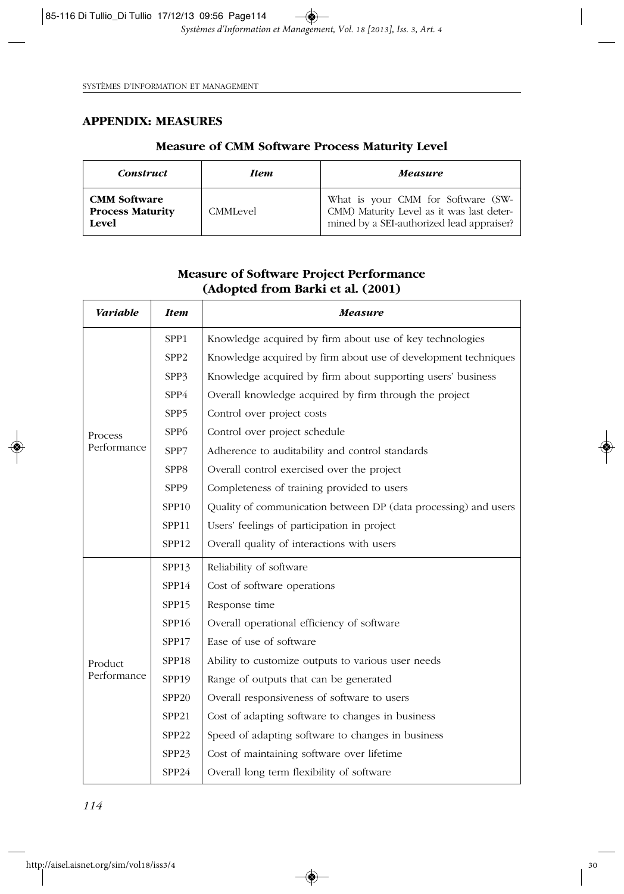## APPENDIX: MEASURES

### Measure of CMM Software Process Maturity Level

| *Construct* | *Item* | *Measure* |
|---|---|---|
| **CMM Software Process Maturity Level** | CMMLevel | What is your CMM for Software (SW-CMM) Maturity Level as it was last determined by a SEI-authorized lead appraiser? |

### Measure of Software Project Performance (Adopted from Barki et al. (2001)

| *Variable* | *Item* | *Measure* |
|---|---|---|
| Process Performance | SPP1 | Knowledge acquired by firm about use of key technologies |
| | SPP2 | Knowledge acquired by firm about use of development techniques |
| | SPP3 | Knowledge acquired by firm about supporting users' business |
| | SPP4 | Overall knowledge acquired by firm through the project |
| | SPP5 | Control over project costs |
| | SPP6 | Control over project schedule |
| | SPP7 | Adherence to auditability and control standards |
| | SPP8 | Overall control exercised over the project |
| | SPP9 | Completeness of training provided to users |
| | SPP10 | Quality of communication between DP (data processing) and users |
| | SPP11 | Users' feelings of participation in project |
| | SPP12 | Overall quality of interactions with users |
| Product Performance | SPP13 | Reliability of software |
| | SPP14 | Cost of software operations |
| | SPP15 | Response time |
| | SPP16 | Overall operational efficiency of software |
| | SPP17 | Ease of use of software |
| | SPP18 | Ability to customize outputs to various user needs |
| | SPP19 | Range of outputs that can be generated |
| | SPP20 | Overall responsiveness of software to users |
| | SPP21 | Cost of adapting software to changes in business |
| | SPP22 | Speed of adapting software to changes in business |
| | SPP23 | Cost of maintaining software over lifetime |
| | SPP24 | Overall long term flexibility of software |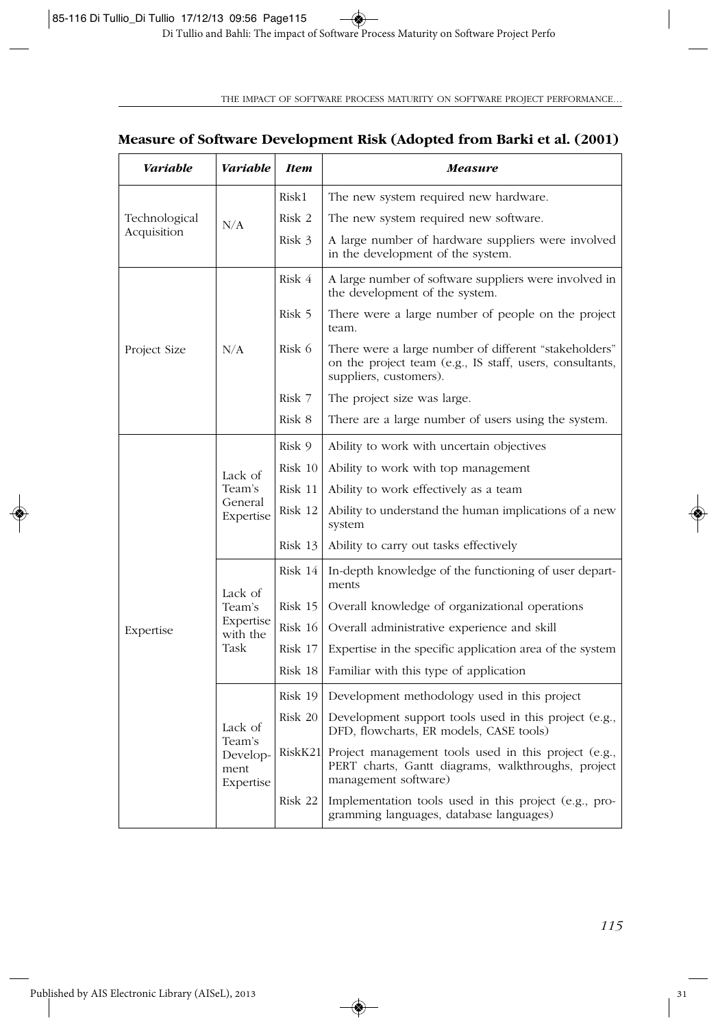## Measure of Software Development Risk (Adopted from Barki et al. (2001)

| *Variable* | *Variable* | *Item* | *Measure* |
|---|---|---|---|
| Technological Acquisition | N/A | Risk1 | The new system required new hardware. |
| | | Risk 2 | The new system required new software. |
| | | Risk 3 | A large number of hardware suppliers were involved in the development of the system. |
| Project Size | N/A | Risk 4 | A large number of software suppliers were involved in the development of the system. |
| | | Risk 5 | There were a large number of people on the project team. |
| | | Risk 6 | There were a large number of different "stakeholders" on the project team (e.g., IS staff, users, consultants, suppliers, customers). |
| | | Risk 7 | The project size was large. |
| | | Risk 8 | There are a large number of users using the system. |
| Expertise | Lack of Team's General Expertise | Risk 9 | Ability to work with uncertain objectives |
| | | Risk 10 | Ability to work with top management |
| | | Risk 11 | Ability to work effectively as a team |
| | | Risk 12 | Ability to understand the human implications of a new system |
| | | Risk 13 | Ability to carry out tasks effectively |
| | Lack of Team's Expertise with the Task | Risk 14 | In-depth knowledge of the functioning of user departments |
| | | Risk 15 | Overall knowledge of organizational operations |
| | | Risk 16 | Overall administrative experience and skill |
| | | Risk 17 | Expertise in the specific application area of the system |
| | | Risk 18 | Familiar with this type of application |
| | Lack of Team's Development Expertise | Risk 19 | Development methodology used in this project |
| | | Risk 20 | Development support tools used in this project (e.g., DFD, flowcharts, ER models, CASE tools) |
| | | RiskK21 | Project management tools used in this project (e.g., PERT charts, Gantt diagrams, walkthroughs, project management software) |
| | | Risk 22 | Implementation tools used in this project (e.g., programming languages, database languages) |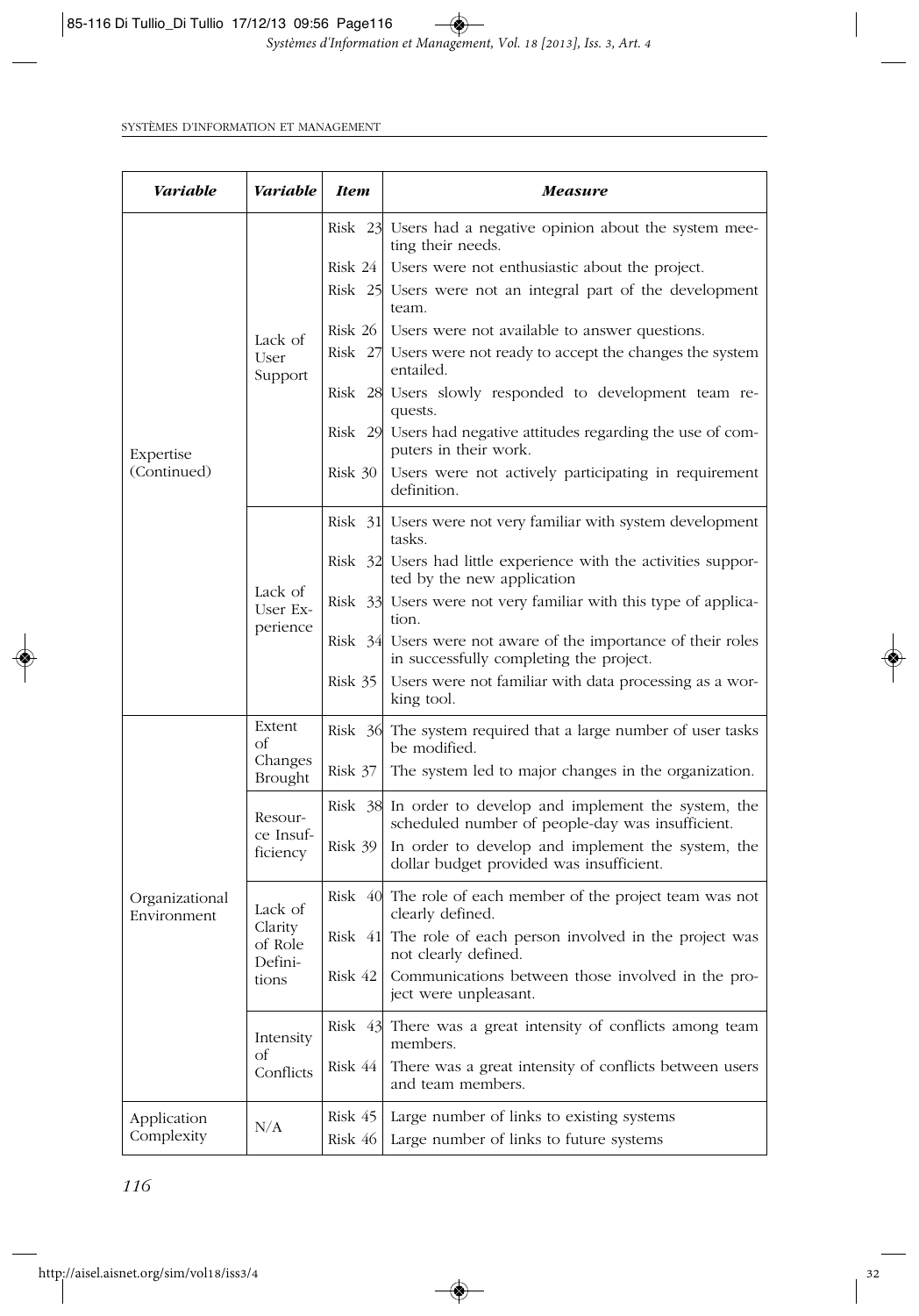| *Variable* | *Variable* | *Item* | *Measure* |
|---|---|---|---|
| Expertise (Continued) | Lack of User Support | Risk 23 | Users had a negative opinion about the system meeting their needs. |
| | | Risk 24 | Users were not enthusiastic about the project. |
| | | Risk 25 | Users were not an integral part of the development team. |
| | | Risk 26 | Users were not available to answer questions. |
| | | Risk 27 | Users were not ready to accept the changes the system entailed. |
| | | Risk 28 | Users slowly responded to development team requests. |
| | | Risk 29 | Users had negative attitudes regarding the use of computers in their work. |
| | | Risk 30 | Users were not actively participating in requirement definition. |
| | Lack of User Experience | Risk 31 | Users were not very familiar with system development tasks. |
| | | Risk 32 | Users had little experience with the activities supported by the new application |
| | | Risk 33 | Users were not very familiar with this type of application. |
| | | Risk 34 | Users were not aware of the importance of their roles in successfully completing the project. |
| | | Risk 35 | Users were not familiar with data processing as a working tool. |
| Organizational Environment | Extent of Changes Brought | Risk 36 | The system required that a large number of user tasks be modified. |
| | | Risk 37 | The system led to major changes in the organization. |
| | Resource Insufficiency | Risk 38 | In order to develop and implement the system, the scheduled number of people-day was insufficient. |
| | | Risk 39 | In order to develop and implement the system, the dollar budget provided was insufficient. |
| | Lack of Clarity of Role Definitions | Risk 40 | The role of each member of the project team was not clearly defined. |
| | | Risk 41 | The role of each person involved in the project was not clearly defined. |
| | | Risk 42 | Communications between those involved in the project were unpleasant. |
| | Intensity of Conflicts | Risk 43 | There was a great intensity of conflicts among team members. |
| | | Risk 44 | There was a great intensity of conflicts between users and team members. |
| Application Complexity | N/A | Risk 45 | Large number of links to existing systems |
| | | Risk 46 | Large number of links to future systems |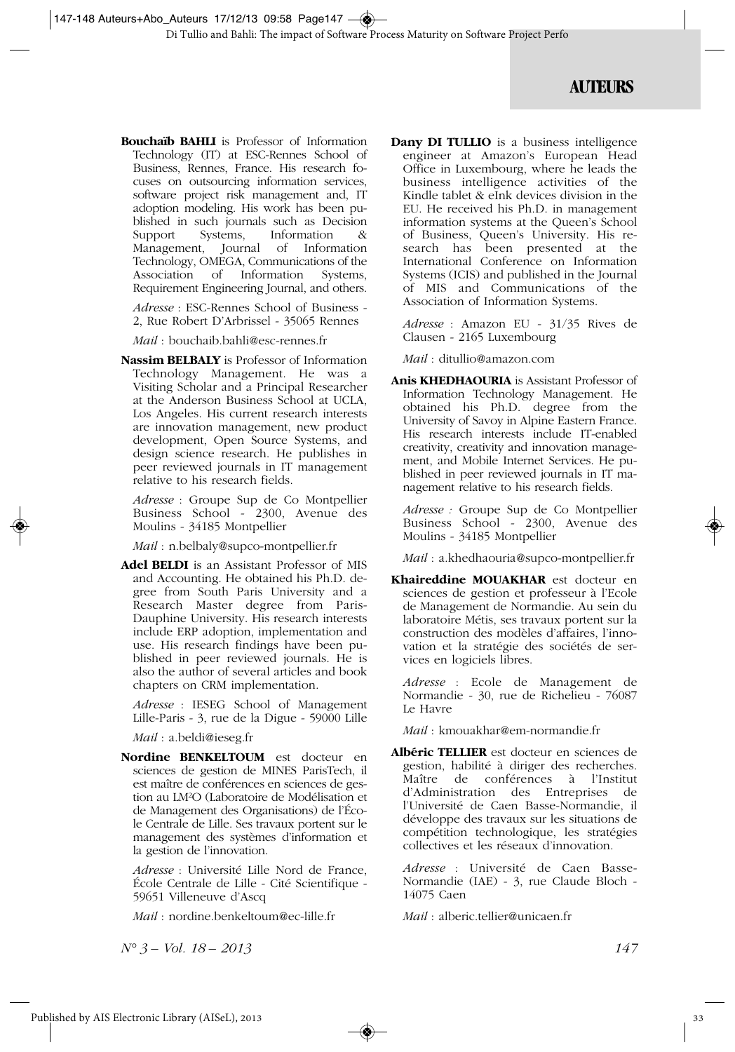# AUTEURS

**Bouchaïb BAHLI** is Professor of Information Technology (IT) at ESC-Rennes School of Business, Rennes, France. His research focuses on outsourcing information services, software project risk management and, IT adoption modeling. His work has been published in such journals such as Decision Support Systems, Information & Management, Journal of Information Technology, OMEGA, Communications of the Association of Information Systems, Requirement Engineering Journal, and others.

*Adresse* : ESC-Rennes School of Business - 2, Rue Robert D'Arbrissel - 35065 Rennes

*Mail* : bouchaib.bahli@esc-rennes.fr

**Nassim BELBALY** is Professor of Information Technology Management. He was a Visiting Scholar and a Principal Researcher at the Anderson Business School at UCLA, Los Angeles. His current research interests are innovation management, new product development, Open Source Systems, and design science research. He publishes in peer reviewed journals in IT management relative to his research fields.

*Adresse* : Groupe Sup de Co Montpellier Business School - 2300, Avenue des Moulins - 34185 Montpellier

*Mail* : n.belbaly@supco-montpellier.fr

**Adel BELDI** is an Assistant Professor of MIS and Accounting. He obtained his Ph.D. degree from South Paris University and a Research Master degree from Paris-Dauphine University. His research interests include ERP adoption, implementation and use. His research findings have been published in peer reviewed journals. He is also the author of several articles and book chapters on CRM implementation.

*Adresse* : IESEG School of Management Lille-Paris - 3, rue de la Digue - 59000 Lille

*Mail* : a.beldi@ieseg.fr

**Nordine BENKELTOUM** est docteur en sciences de gestion de MINES ParisTech, il est maître de conférences en sciences de gestion au LM²O (Laboratoire de Modélisation et de Management des Organisations) de l'École Centrale de Lille. Ses travaux portent sur le management des systèmes d'information et la gestion de l'innovation.

*Adresse* : Université Lille Nord de France, École Centrale de Lille - Cité Scientifique - 59651 Villeneuve d'Ascq

*Mail* : nordine.benkeltoum@ec-lille.fr

**Dany DI TULLIO** is a business intelligence engineer at Amazon's European Head Office in Luxembourg, where he leads the business intelligence activities of the Kindle tablet & eInk devices division in the EU. He received his Ph.D. in management information systems at the Queen's School of Business, Queen's University. His research has been presented at the International Conference on Information Systems (ICIS) and published in the Journal of MIS and Communications of the Association of Information Systems.

*Adresse* : Amazon EU - 31/35 Rives de Clausen - 2165 Luxembourg

*Mail* : ditullio@amazon.com

**Anis KHEDHAOURIA** is Assistant Professor of Information Technology Management. He obtained his Ph.D. degree from the University of Savoy in Alpine Eastern France. His research interests include IT-enabled creativity, creativity and innovation management, and Mobile Internet Services. He published in peer reviewed journals in IT management relative to his research fields.

*Adresse :* Groupe Sup de Co Montpellier Business School - 2300, Avenue des Moulins - 34185 Montpellier

*Mail* : a.khedhaouria@supco-montpellier.fr

**Khaireddine MOUAKHAR** est docteur en sciences de gestion et professeur à l'Ecole de Management de Normandie. Au sein du laboratoire Métis, ses travaux portent sur la construction des modèles d'affaires, l'innovation et la stratégie des sociétés de services en logiciels libres.

*Adresse* : Ecole de Management de Normandie - 30, rue de Richelieu - 76087 Le Havre

*Mail* : kmouakhar@em-normandie.fr

**Albéric TELLIER** est docteur en sciences de gestion, habilité à diriger des recherches. Maître de conférences à l'Institut d'Administration des Entreprises de l'Université de Caen Basse-Normandie, il développe des travaux sur les situations de compétition technologique, les stratégies collectives et les réseaux d'innovation.

*Adresse* : Université de Caen Basse-Normandie (IAE) - 3, rue Claude Bloch - 14075 Caen

*Mail* : alberic.tellier@unicaen.fr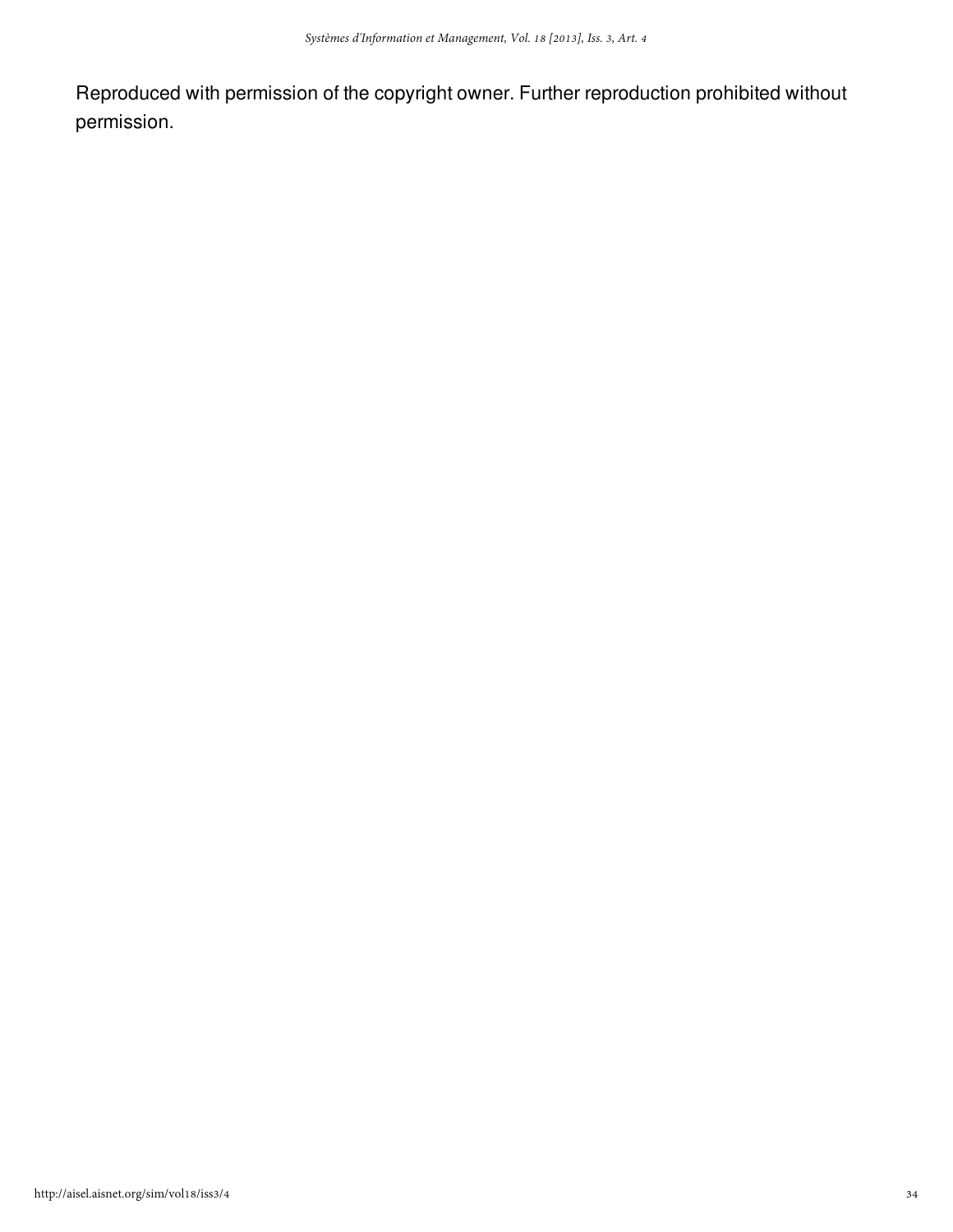Reproduced with permission of the copyright owner. Further reproduction prohibited without permission.